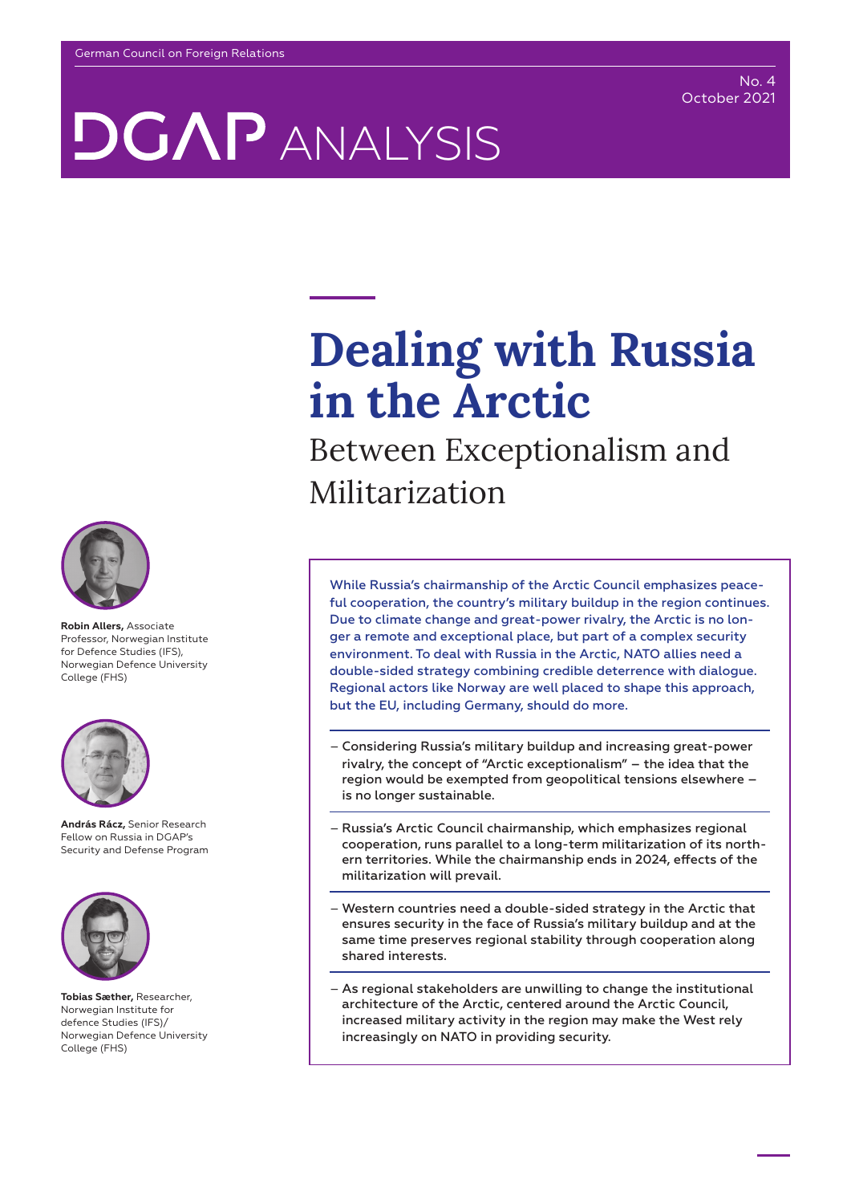German Council on Foreign Relations

No. 4
October 2021

DGAP ANALYSIS

# Dealing with Russia in the Arctic

## Between Exceptionalism and Militarization

**Robin Allers,** Associate Professor, Norwegian Institute for Defence Studies (IFS), Norwegian Defence University College (FHS)

**András Rácz,** Senior Research Fellow on Russia in DGAP's Security and Defense Program

**Tobias Sæther,** Researcher, Norwegian Institute for defence Studies (IFS)/ Norwegian Defence University College (FHS)

While Russia's chairmanship of the Arctic Council emphasizes peaceful cooperation, the country's military buildup in the region continues. Due to climate change and great-power rivalry, the Arctic is no longer a remote and exceptional place, but part of a complex security environment. To deal with Russia in the Arctic, NATO allies need a double-sided strategy combining credible deterrence with dialogue. Regional actors like Norway are well placed to shape this approach, but the EU, including Germany, should do more.

- Considering Russia's military buildup and increasing great-power rivalry, the concept of "Arctic exceptionalism" – the idea that the region would be exempted from geopolitical tensions elsewhere – is no longer sustainable.
- Russia's Arctic Council chairmanship, which emphasizes regional cooperation, runs parallel to a long-term militarization of its northern territories. While the chairmanship ends in 2024, effects of the militarization will prevail.
- Western countries need a double-sided strategy in the Arctic that ensures security in the face of Russia's military buildup and at the same time preserves regional stability through cooperation along shared interests.
- As regional stakeholders are unwilling to change the institutional architecture of the Arctic, centered around the Arctic Council, increased military activity in the region may make the West rely increasingly on NATO in providing security.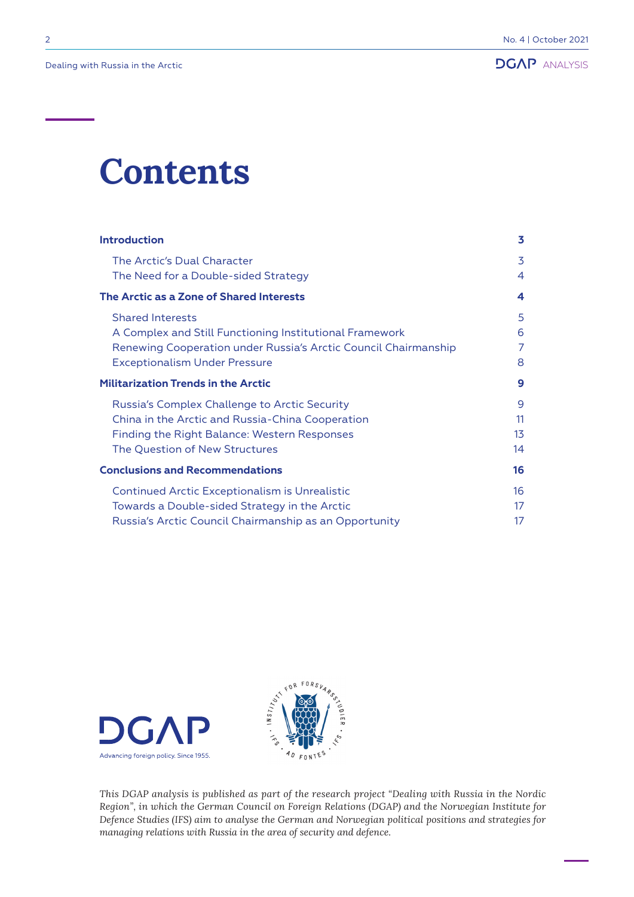# Contents

**Introduction** 3

- The Arctic's Dual Character 3
- The Need for a Double-sided Strategy 4

**The Arctic as a Zone of Shared Interests** 4

- Shared Interests 5
- A Complex and Still Functioning Institutional Framework 6
- Renewing Cooperation under Russia's Arctic Council Chairmanship 7
- Exceptionalism Under Pressure 8

**Militarization Trends in the Arctic** 9

- Russia's Complex Challenge to Arctic Security 9
- China in the Arctic and Russia-China Cooperation 11
- Finding the Right Balance: Western Responses 13
- The Question of New Structures 14

**Conclusions and Recommendations** 16

- Continued Arctic Exceptionalism is Unrealistic 16
- Towards a Double-sided Strategy in the Arctic 17
- Russia's Arctic Council Chairmanship as an Opportunity 17

DGAP
Advancing foreign policy. Since 1955.

INSTITUTT FOR FORSVARSSTUDIER · IFS · AD FONTES · IFS

*This DGAP analysis is published as part of the research project "Dealing with Russia in the Nordic Region", in which the German Council on Foreign Relations (DGAP) and the Norwegian Institute for Defence Studies (IFS) aim to analyse the German and Norwegian political positions and strategies for managing relations with Russia in the area of security and defence.*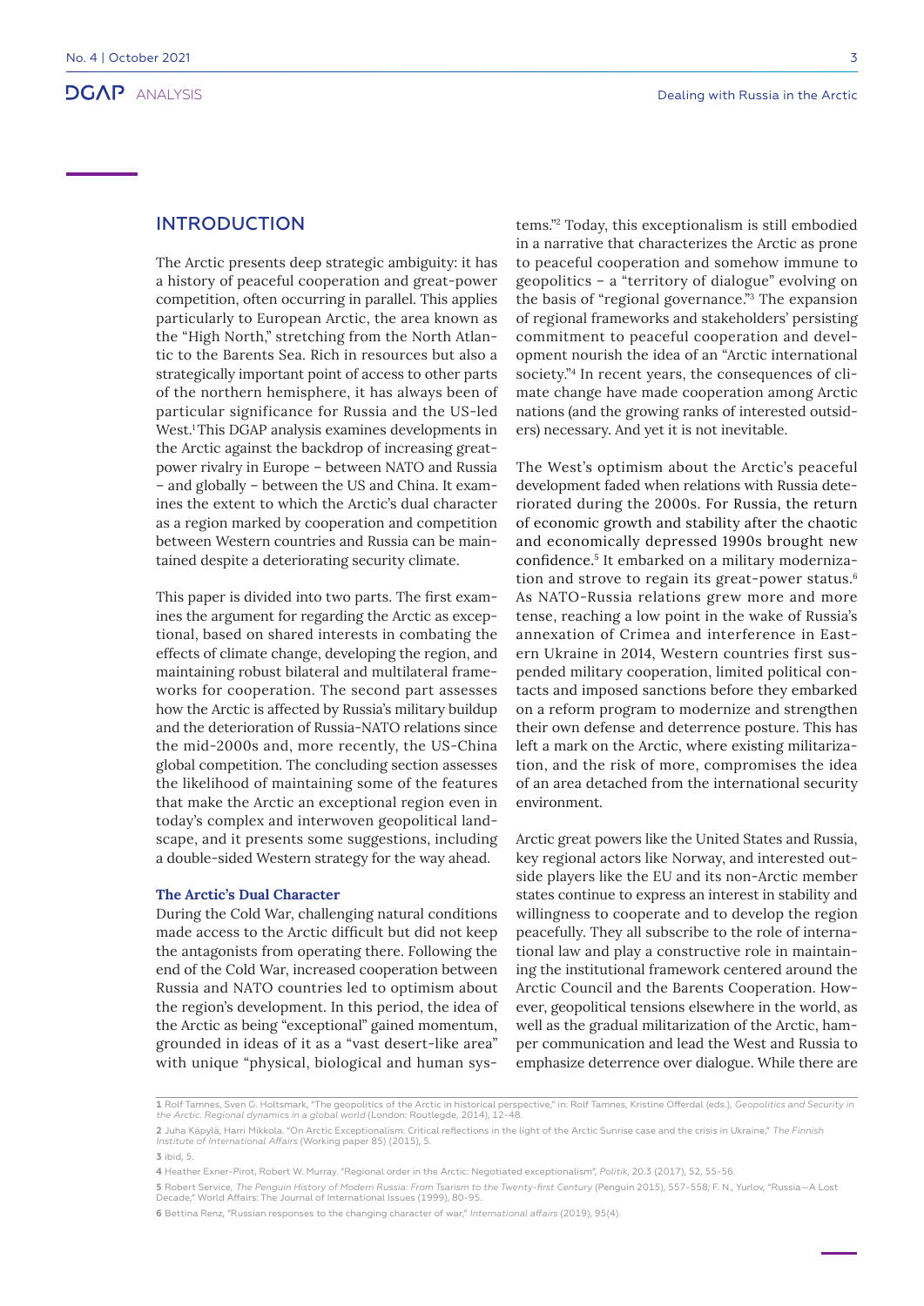## INTRODUCTION

The Arctic presents deep strategic ambiguity: it has a history of peaceful cooperation and great-power competition, often occurring in parallel. This applies particularly to European Arctic, the area known as the "High North," stretching from the North Atlantic to the Barents Sea. Rich in resources but also a strategically important point of access to other parts of the northern hemisphere, it has always been of particular significance for Russia and the US-led West.[1] This DGAP analysis examines developments in the Arctic against the backdrop of increasing great-power rivalry in Europe – between NATO and Russia – and globally – between the US and China. It examines the extent to which the Arctic's dual character as a region marked by cooperation and competition between Western countries and Russia can be maintained despite a deteriorating security climate.

This paper is divided into two parts. The first examines the argument for regarding the Arctic as exceptional, based on shared interests in combating the effects of climate change, developing the region, and maintaining robust bilateral and multilateral frameworks for cooperation. The second part assesses how the Arctic is affected by Russia's military buildup and the deterioration of Russia-NATO relations since the mid-2000s and, more recently, the US-China global competition. The concluding section assesses the likelihood of maintaining some of the features that make the Arctic an exceptional region even in today's complex and interwoven geopolitical landscape, and it presents some suggestions, including a double-sided Western strategy for the way ahead.

### The Arctic's Dual Character

During the Cold War, challenging natural conditions made access to the Arctic difficult but did not keep the antagonists from operating there. Following the end of the Cold War, increased cooperation between Russia and NATO countries led to optimism about the region's development. In this period, the idea of the Arctic as being "exceptional" gained momentum, grounded in ideas of it as a "vast desert-like area" with unique "physical, biological and human systems."[2] Today, this exceptionalism is still embodied in a narrative that characterizes the Arctic as prone to peaceful cooperation and somehow immune to geopolitics – a "territory of dialogue" evolving on the basis of "regional governance."[3] The expansion of regional frameworks and stakeholders' persisting commitment to peaceful cooperation and development nourish the idea of an "Arctic international society."[4] In recent years, the consequences of climate change have made cooperation among Arctic nations (and the growing ranks of interested outsiders) necessary. And yet it is not inevitable.

The West's optimism about the Arctic's peaceful development faded when relations with Russia deteriorated during the 2000s. For Russia, the return of economic growth and stability after the chaotic and economically depressed 1990s brought new confidence.[5] It embarked on a military modernization and strove to regain its great-power status.[6] As NATO-Russia relations grew more and more tense, reaching a low point in the wake of Russia's annexation of Crimea and interference in Eastern Ukraine in 2014, Western countries first suspended military cooperation, limited political contacts and imposed sanctions before they embarked on a reform program to modernize and strengthen their own defense and deterrence posture. This has left a mark on the Arctic, where existing militarization, and the risk of more, compromises the idea of an area detached from the international security environment.

Arctic great powers like the United States and Russia, key regional actors like Norway, and interested outside players like the EU and its non-Arctic member states continue to express an interest in stability and willingness to cooperate and to develop the region peacefully. They all subscribe to the role of international law and play a constructive role in maintaining the institutional framework centered around the Arctic Council and the Barents Cooperation. However, geopolitical tensions elsewhere in the world, as well as the gradual militarization of the Arctic, hamper communication and lead the West and Russia to emphasize deterrence over dialogue. While there are

---

1 Rolf Tamnes, Sven G. Holtsmark, "The geopolitics of the Arctic in historical perspective," in: Rolf Tamnes, Kristine Offerdal (eds.), *Geopolitics and Security in the Arctic. Regional dynamics in a global world* (London: Routlegde, 2014), 12-48.

2 Juha Käpylä, Harri Mikkola. "On Arctic Exceptionalism: Critical reflections in the light of the Arctic Sunrise case and the crisis in Ukraine," *The Finnish Institute of International Affairs* (Working paper 85) (2015), 5.

3 ibid, 5.

4 Heather Exner-Pirot, Robert W. Murray. "Regional order in the Arctic: Negotiated exceptionalism", *Politik*, 20.3 (2017), 52, 55-56.

5 Robert Service, *The Penguin History of Modern Russia: From Tsarism to the Twenty-first Century* (Penguin 2015), 557-558; F. N., Yurlov, "Russia—A Lost Decade," World Affairs: The Journal of International Issues (1999), 80-95.

6 Bettina Renz, "Russian responses to the changing character of war," *International affairs* (2019), 95(4).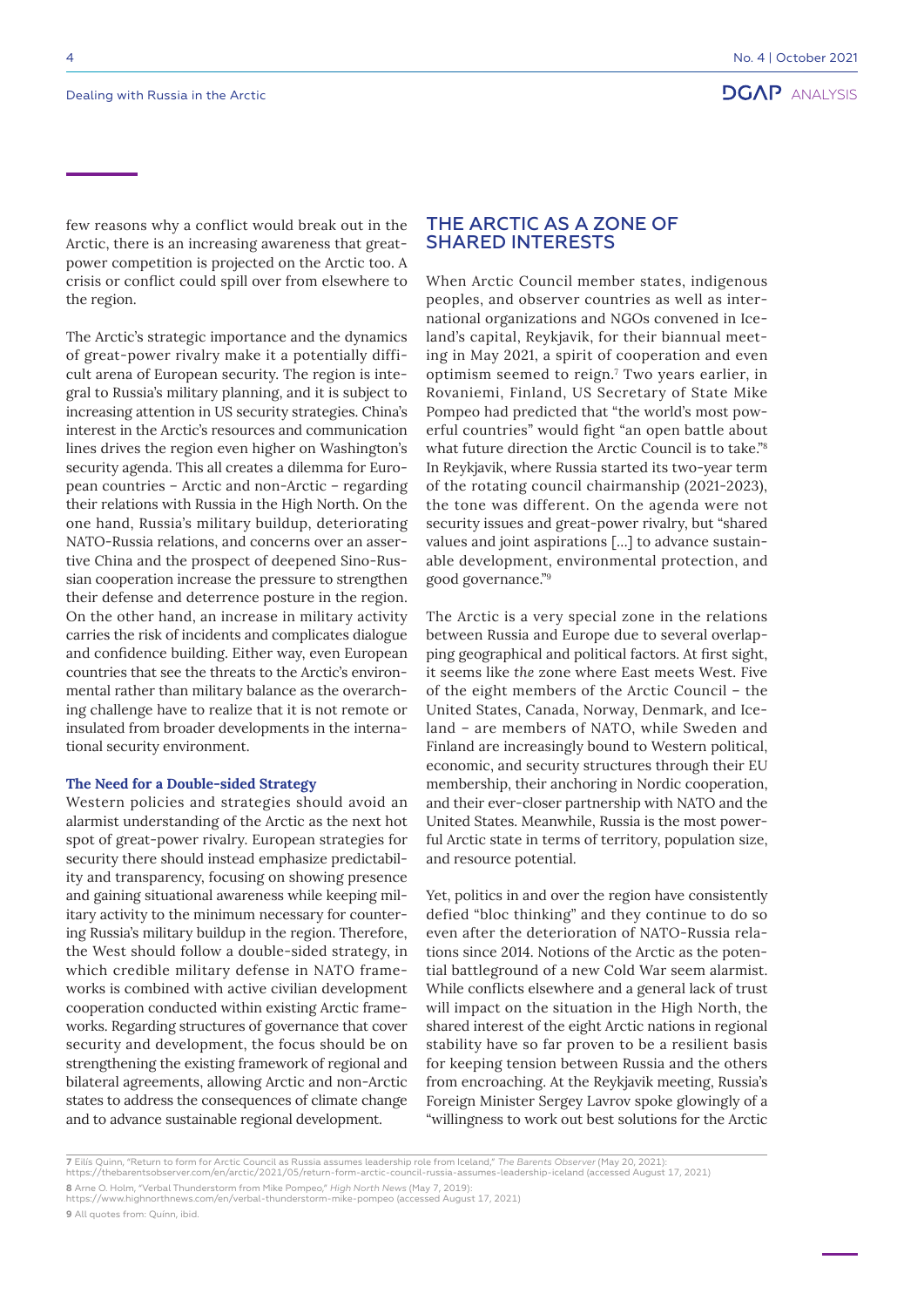few reasons why a conflict would break out in the Arctic, there is an increasing awareness that great-power competition is projected on the Arctic too. A crisis or conflict could spill over from elsewhere to the region.

The Arctic's strategic importance and the dynamics of great-power rivalry make it a potentially difficult arena of European security. The region is integral to Russia's military planning, and it is subject to increasing attention in US security strategies. China's interest in the Arctic's resources and communication lines drives the region even higher on Washington's security agenda. This all creates a dilemma for European countries – Arctic and non-Arctic – regarding their relations with Russia in the High North. On the one hand, Russia's military buildup, deteriorating NATO-Russia relations, and concerns over an assertive China and the prospect of deepened Sino-Russian cooperation increase the pressure to strengthen their defense and deterrence posture in the region. On the other hand, an increase in military activity carries the risk of incidents and complicates dialogue and confidence building. Either way, even European countries that see the threats to the Arctic's environmental rather than military balance as the overarching challenge have to realize that it is not remote or insulated from broader developments in the international security environment.

### The Need for a Double-sided Strategy

Western policies and strategies should avoid an alarmist understanding of the Arctic as the next hot spot of great-power rivalry. European strategies for security there should instead emphasize predictability and transparency, focusing on showing presence and gaining situational awareness while keeping military activity to the minimum necessary for countering Russia's military buildup in the region. Therefore, the West should follow a double-sided strategy, in which credible military defense in NATO frameworks is combined with active civilian development cooperation conducted within existing Arctic frameworks. Regarding structures of governance that cover security and development, the focus should be on strengthening the existing framework of regional and bilateral agreements, allowing Arctic and non-Arctic states to address the consequences of climate change and to advance sustainable regional development.

## THE ARCTIC AS A ZONE OF SHARED INTERESTS

When Arctic Council member states, indigenous peoples, and observer countries as well as international organizations and NGOs convened in Iceland's capital, Reykjavik, for their biannual meeting in May 2021, a spirit of cooperation and even optimism seemed to reign.[7] Two years earlier, in Rovaniemi, Finland, US Secretary of State Mike Pompeo had predicted that "the world's most powerful countries" would fight "an open battle about what future direction the Arctic Council is to take."[8] In Reykjavik, where Russia started its two-year term of the rotating council chairmanship (2021-2023), the tone was different. On the agenda were not security issues and great-power rivalry, but "shared values and joint aspirations […] to advance sustainable development, environmental protection, and good governance."[9]

The Arctic is a very special zone in the relations between Russia and Europe due to several overlapping geographical and political factors. At first sight, it seems like *the* zone where East meets West. Five of the eight members of the Arctic Council – the United States, Canada, Norway, Denmark, and Iceland – are members of NATO, while Sweden and Finland are increasingly bound to Western political, economic, and security structures through their EU membership, their anchoring in Nordic cooperation, and their ever-closer partnership with NATO and the United States. Meanwhile, Russia is the most powerful Arctic state in terms of territory, population size, and resource potential.

Yet, politics in and over the region have consistently defied "bloc thinking" and they continue to do so even after the deterioration of NATO-Russia relations since 2014. Notions of the Arctic as the potential battleground of a new Cold War seem alarmist. While conflicts elsewhere and a general lack of trust will impact on the situation in the High North, the shared interest of the eight Arctic nations in regional stability have so far proven to be a resilient basis for keeping tension between Russia and the others from encroaching. At the Reykjavik meeting, Russia's Foreign Minister Sergey Lavrov spoke glowingly of a "willingness to work out best solutions for the Arctic

---

7 Eilís Quinn, "Return to form for Arctic Council as Russia assumes leadership role from Iceland," *The Barents Observer* (May 20, 2021): https://thebarentsobserver.com/en/arctic/2021/05/return-form-arctic-council-russia-assumes-leadership-iceland (accessed August 17, 2021)

8 Arne O. Holm, "Verbal Thunderstorm from Mike Pompeo," *High North News* (May 7, 2019): https://www.highnorthnews.com/en/verbal-thunderstorm-mike-pompeo (accessed August 17, 2021)

9 All quotes from: Quinn, ibid.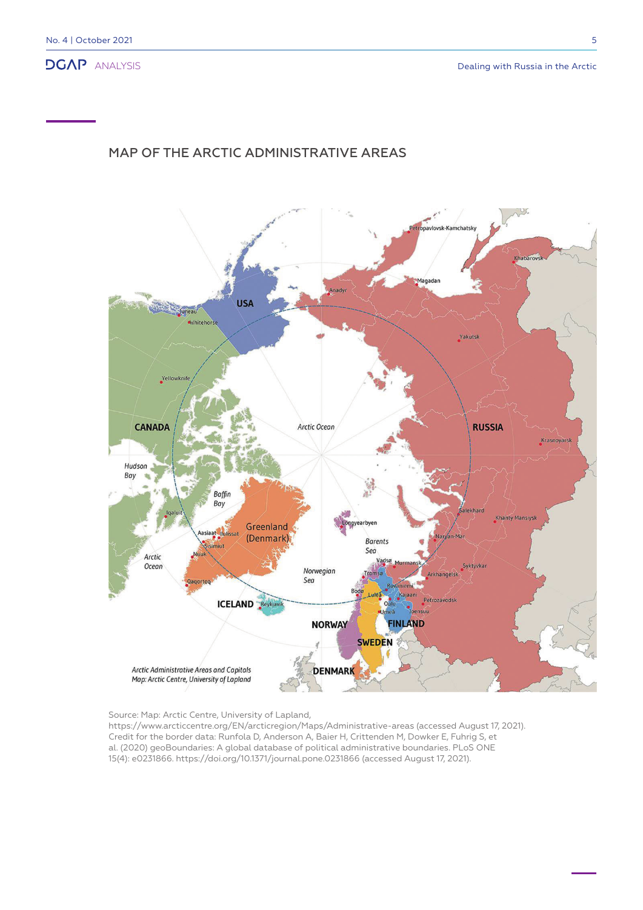## MAP OF THE ARCTIC ADMINISTRATIVE AREAS

Source: Map: Arctic Centre, University of Lapland, https://www.arcticcentre.org/EN/arcticregion/Maps/Administrative-areas (accessed August 17, 2021). Credit for the border data: Runfola D, Anderson A, Baier H, Crittenden M, Dowker E, Fuhrig S, et al. (2020) geoBoundaries: A global database of political administrative boundaries. PLoS ONE 15(4): e0231866. https://doi.org/10.1371/journal.pone.0231866 (accessed August 17, 2021).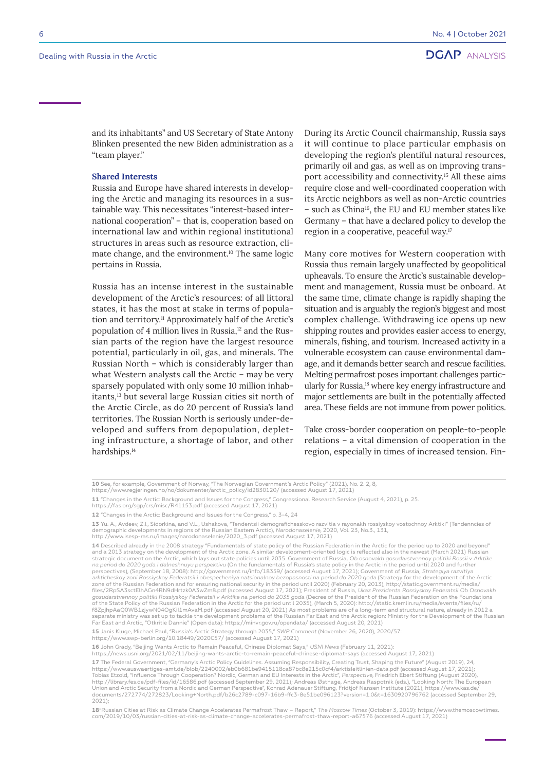and its inhabitants" and US Secretary of State Antony Blinken presented the new Biden administration as a "team player."

### Shared Interests

Russia and Europe have shared interests in developing the Arctic and managing its resources in a sustainable way. This necessitates "interest-based international cooperation" – that is, cooperation based on international law and within regional institutional structures in areas such as resource extraction, climate change, and the environment.[10] The same logic pertains in Russia.

Russia has an intense interest in the sustainable development of the Arctic's resources: of all littoral states, it has the most at stake in terms of population and territory.[11] Approximately half of the Arctic's population of 4 million lives in Russia,[12] and the Russian parts of the region have the largest resource potential, particularly in oil, gas, and minerals. The Russian North – which is considerably larger than what Western analysts call the Arctic – may be very sparsely populated with only some 10 million inhabitants,[13] but several large Russian cities sit north of the Arctic Circle, as do 20 percent of Russia's land territories. The Russian North is seriously under-developed and suffers from depopulation, depleting infrastructure, a shortage of labor, and other hardships.[14]

During its Arctic Council chairmanship, Russia says it will continue to place particular emphasis on developing the region's plentiful natural resources, primarily oil and gas, as well as on improving transport accessibility and connectivity.[15] All these aims require close and well-coordinated cooperation with its Arctic neighbors as well as non-Arctic countries – such as China[16], the EU and EU member states like Germany – that have a declared policy to develop the region in a cooperative, peaceful way.[17]

Many core motives for Western cooperation with Russia thus remain largely unaffected by geopolitical upheavals. To ensure the Arctic's sustainable development and management, Russia must be onboard. At the same time, climate change is rapidly shaping the situation and is arguably the region's biggest and most complex challenge. Withdrawing ice opens up new shipping routes and provides easier access to energy, minerals, fishing, and tourism. Increased activity in a vulnerable ecosystem can cause environmental damage, and it demands better search and rescue facilities. Melting permafrost poses important challenges particularly for Russia,[18] where key energy infrastructure and major settlements are built in the potentially affected area. These fields are not immune from power politics.

Take cross-border cooperation on people-to-people relations – a vital dimension of cooperation in the region, especially in times of increased tension. Fin-

---

**10** See, for example, Government of Norway, "The Norwegian Government's Arctic Policy" (2021), No. 2. 2, 8, https://www.regjeringen.no/no/dokumenter/arctic_policy/id2830120/ (accessed August 17, 2021)

**11** "Changes in the Arctic: Background and Issues for the Congress," Congressional Research Service (August 4, 2021), p. 25. https://fas.org/sgp/crs/misc/R41153.pdf (accessed August 17, 2021)

**12** "Changes in the Arctic: Background and Issues for the Congress," p. 3-4, 24

**13** Yu. A., Avdeev, Z.I., Sidorkina, and V.L., Ushakova, "Tendentsii demografichesskovo razvitia v rayonakh rossiyskoy vostochnoy Arktiki" (Tendenncies of demographic developments in regions of the Russian Eastern Arctic), *Narodonaselenie*, 2020, Vol. 23, No.3., 131, http://www.isesp-ras.ru/images/narodonaselenie/2020_3.pdf (accessed August 17, 2021)

**14** Described already in the 2008 strategy "Fundamentals of state policy of the Russian Federation in the Arctic for the period up to 2020 and beyond" and a 2013 strategy on the development of the Arctic zone. A similar development-oriented logic is reflected also in the newest (March 2021) Russian strategic document on the Arctic, which lays out state policies until 2035. Government of Russia, *Ob osnovakh gosudarstvennoy politiki Rossii v Arktike na period do 2020 goda i dalneshnuyu perspektivu* (On the fundamentals of Russia's state policy in the Arctic in the period until 2020 and further perspectives), (September 18, 2008): http://government.ru/info/18359/ (accessed August 17, 2021); Government of Russia, *Strategiya razvitiya arkticheskoy zoni Rossiyskoy Federatsii i obespecheniya natsionalnoy bezopasnosti na period do 2020 goda* (Strategy for the development of the Arctic zone of the Russian Federation and for ensuring national security in the period until 2020) (February 20, 2013), http://static.government.ru/media/files/2RpSA3sctElhAGn4RN9dHrtzk0A3wZm8.pdf (accessed August 17, 2021); President of Russia, *Ukaz Prezidenta Rossiyskoy Federatsii Ob Osnovakh gosudarstvennoy politiki Rossiyskoy Federatsii v Arktike na period do 2035 goda* (Decree of the President of the Russian Federation on the Foundations of the State Policy of the Russian Federation in the Arctic for the period until 2035), (March 5, 2020): http://static.kremlin.ru/media/events/files/ru/f8ZpjhpAaQ0WB1zjywN04OgKil1mAvaM.pdf (accessed August 20, 2021) As most problems are of a long-term and structural nature, already in 2012 a separate ministry was set up to tackle the development problems of the Russian Far East and the Arctic region: Ministry for the Development of the Russian Far East and Arctic, "Otkritie Dannie" (Open data): https://minvr.gov.ru/opendata/ (accessed August 20, 2021)

**15** Janis Kluge, Michael Paul, "Russia's Arctic Strategy through 2035," *SWP Comment* (November 26, 2020), 2020/57: https://www.swp-berlin.org/10.18449/2020C57/ (accessed August 17, 2021)

**16** John Grady, "Beijing Wants Arctic to Remain Peaceful, Chinese Diplomat Says," *USNI News* (February 11, 2021): https://news.usni.org/2021/02/11/beijing-wants-arctic-to-remain-peaceful-chinese-diplomat-says (accessed August 17, 2021)

**17** The Federal Government, "Germany's Arctic Policy Guidelines. Assuming Responsibility, Creating Trust, Shaping the Future" (August 2019), 24, https://www.auswaertiges-amt.de/blob/2240002/eb0b681be9415118ca87bc8e215c0cf4/arktisleitlinien-data.pdf (accessed August 17, 2021); Tobias Etzold, "Influence Through Cooperation? Nordic, German and EU Interests in the Arctic", *Perspective*, Friedrich Ebert Stiftung (August 2020), http://library.fes.de/pdf-files/id/16586.pdf (accessed September 29, 2021); Andreas Østhage, Andreas Raspotnik (eds.), "Looking North: The European Union and Arctic Security from a Nordic and German Perspective", Konrad Adenauer Stiftung, Fridtjof Nansen Institute (2021), https://www.kas.de/documents/272774/272823/Looking+North.pdf/b26c2789-c097-16b9-ffc3-8e51be096123?version=1.0&t=1630920796762 (accessed September 29, 2021);

**18** "Russian Cities at Risk as Climate Change Accelerates Permafrost Thaw – Report," *The Moscow Times* (October 3, 2019): https://www.themoscowtimes.com/2019/10/03/russian-cities-at-risk-as-climate-change-accelerates-permafrost-thaw-report-a67576 (accessed August 17, 2021)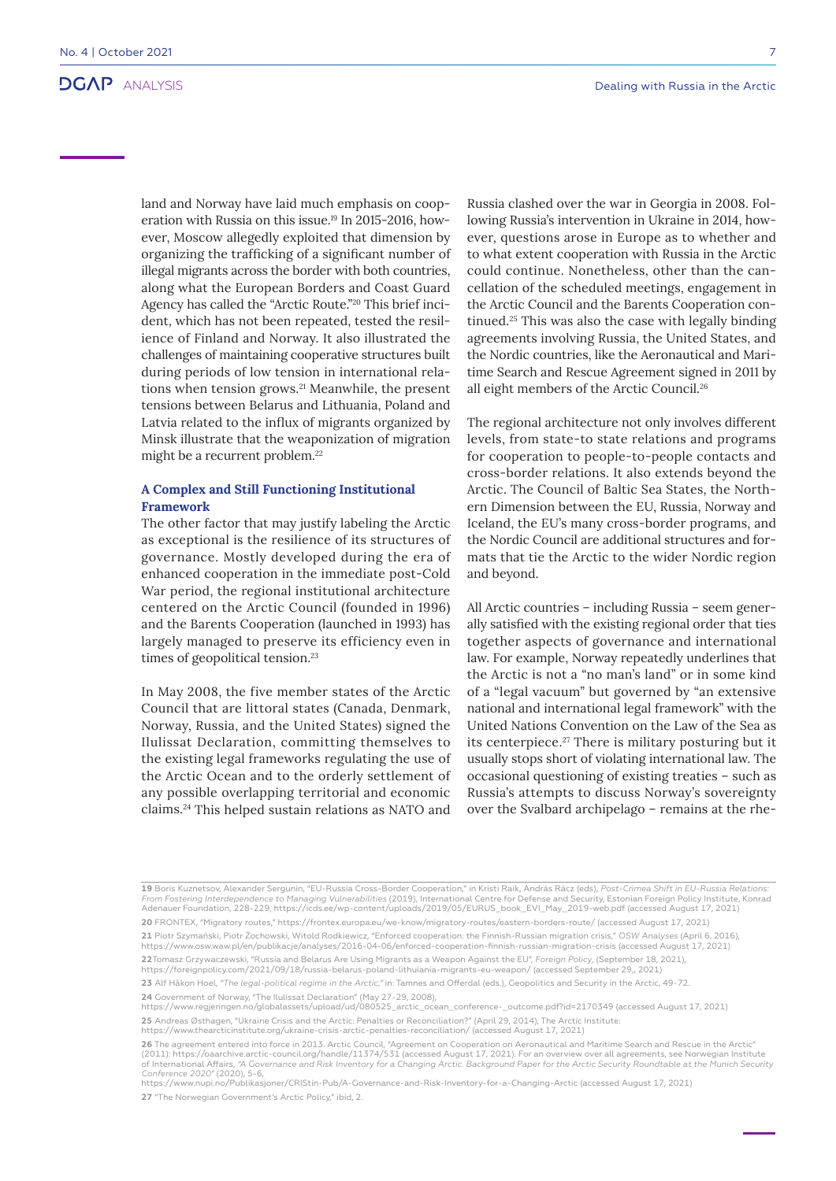land and Norway have laid much emphasis on cooperation with Russia on this issue.[19] In 2015-2016, however, Moscow allegedly exploited that dimension by organizing the trafficking of a significant number of illegal migrants across the border with both countries, along what the European Borders and Coast Guard Agency has called the "Arctic Route."[20] This brief incident, which has not been repeated, tested the resilience of Finland and Norway. It also illustrated the challenges of maintaining cooperative structures built during periods of low tension in international relations when tension grows.[21] Meanwhile, the present tensions between Belarus and Lithuania, Poland and Latvia related to the influx of migrants organized by Minsk illustrate that the weaponization of migration might be a recurrent problem.[22]

### A Complex and Still Functioning Institutional Framework

The other factor that may justify labeling the Arctic as exceptional is the resilience of its structures of governance. Mostly developed during the era of enhanced cooperation in the immediate post-Cold War period, the regional institutional architecture centered on the Arctic Council (founded in 1996) and the Barents Cooperation (launched in 1993) has largely managed to preserve its efficiency even in times of geopolitical tension.[23]

In May 2008, the five member states of the Arctic Council that are littoral states (Canada, Denmark, Norway, Russia, and the United States) signed the Ilulissat Declaration, committing themselves to the existing legal frameworks regulating the use of the Arctic Ocean and to the orderly settlement of any possible overlapping territorial and economic claims.[24] This helped sustain relations as NATO and Russia clashed over the war in Georgia in 2008. Following Russia's intervention in Ukraine in 2014, however, questions arose in Europe as to whether and to what extent cooperation with Russia in the Arctic could continue. Nonetheless, other than the cancellation of the scheduled meetings, engagement in the Arctic Council and the Barents Cooperation continued.[25] This was also the case with legally binding agreements involving Russia, the United States, and the Nordic countries, like the Aeronautical and Maritime Search and Rescue Agreement signed in 2011 by all eight members of the Arctic Council.[26]

The regional architecture not only involves different levels, from state-to state relations and programs for cooperation to people-to-people contacts and cross-border relations. It also extends beyond the Arctic. The Council of Baltic Sea States, the Northern Dimension between the EU, Russia, Norway and Iceland, the EU's many cross-border programs, and the Nordic Council are additional structures and formats that tie the Arctic to the wider Nordic region and beyond.

All Arctic countries – including Russia – seem generally satisfied with the existing regional order that ties together aspects of governance and international law. For example, Norway repeatedly underlines that the Arctic is not a "no man's land" or in some kind of a "legal vacuum" but governed by "an extensive national and international legal framework" with the United Nations Convention on the Law of the Sea as its centerpiece.[27] There is military posturing but it usually stops short of violating international law. The occasional questioning of existing treaties – such as Russia's attempts to discuss Norway's sovereignty over the Svalbard archipelago – remains at the rhe-

---

**19** Boris Kuznetsov, Alexander Sergunin, "EU-Russia Cross-Border Cooperation," in Kristi Raik, András Rácz (eds), *Post-Crimea Shift in EU-Russia Relations: From Fostering Interdependence to Managing Vulnerabilities* (2019), International Centre for Defense and Security, Estonian Foreign Policy Institute, Konrad Adenauer Foundation, 228-229, https://icds.ee/wp-content/uploads/2019/05/EURUS_book_EVI_May_2019-web.pdf (accessed August 17, 2021)

**20** FRONTEX, "Migratory routes," https://frontex.europa.eu/we-know/migratory-routes/eastern-borders-route/ (accessed August 17, 2021)

**21** Piotr Szymański, Piotr Żochowski, Witold Rodkiewicz, "Enforced cooperation: the Finnish-Russian migration crisis," *OSW Analyses* (April 6, 2016), https://www.osw.waw.pl/en/publikacje/analyses/2016-04-06/enforced-cooperation-finnish-russian-migration-crisis (accessed August 17, 2021)

**22** Tomasz Grzywaczewski, "Russia and Belarus Are Using Migrants as a Weapon Against the EU", *Foreign Policy*, (September 18, 2021), https://foreignpolicy.com/2021/09/18/russia-belarus-poland-lithuania-migrants-eu-weapon/ (accessed September 29,, 2021)

**23** Alf Håkon Hoel, *"The legal-political regime in the Arctic,"* in: Tamnes and Offerdal (eds.), Geopolitics and Security in the Arctic, 49-72.

**24** Government of Norway, "The Ilulissat Declaration" (May 27-29, 2008), https://www.regjeringen.no/globalassets/upload/ud/080525_arctic_ocean_conference-_outcome.pdf?id=2170349 (accessed August 17, 2021)

**25** Andreas Østhagen, "Ukraine Crisis and the Arctic: Penalties or Reconciliation?" (April 29, 2014), The Arctic Institute: https://www.thearcticinstitute.org/ukraine-crisis-arctic-penalties-reconciliation/ (accessed August 17, 2021)

**26** The agreement entered into force in 2013. Arctic Council, "Agreement on Cooperation on Aeronautical and Maritime Search and Rescue in the Arctic" (2011): https://oaarchive.arctic-council.org/handle/11374/531 (accessed August 17, 2021). For an overview over all agreements, see Norwegian Institute of International Affairs, *"A Governance and Risk Inventory for a Changing Arctic. Background Paper for the Arctic Security Roundtable at the Munich Security Conference 2020"* (2020), 5-6, https://www.nupi.no/Publikasjoner/CRIStin-Pub/A-Governance-and-Risk-Inventory-for-a-Changing-Arctic (accessed August 17, 2021)

**27** "The Norwegian Government's Arctic Policy," ibid, 2.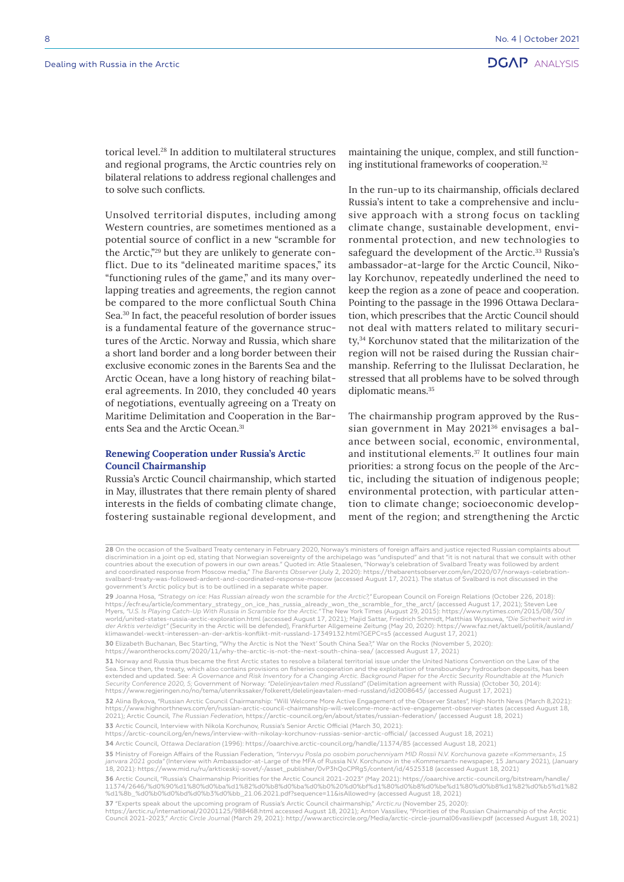torical level.[28] In addition to multilateral structures and regional programs, the Arctic countries rely on bilateral relations to address regional challenges and to solve such conflicts.

Unsolved territorial disputes, including among Western countries, are sometimes mentioned as a potential source of conflict in a new "scramble for the Arctic,"[29] but they are unlikely to generate conflict. Due to its "delineated maritime spaces," its "functioning rules of the game," and its many overlapping treaties and agreements, the region cannot be compared to the more conflictual South China Sea.[30] In fact, the peaceful resolution of border issues is a fundamental feature of the governance structures of the Arctic. Norway and Russia, which share a short land border and a long border between their exclusive economic zones in the Barents Sea and the Arctic Ocean, have a long history of reaching bilateral agreements. In 2010, they concluded 40 years of negotiations, eventually agreeing on a Treaty on Maritime Delimitation and Cooperation in the Barents Sea and the Arctic Ocean.[31]

### Renewing Cooperation under Russia's Arctic Council Chairmanship

Russia's Arctic Council chairmanship, which started in May, illustrates that there remain plenty of shared interests in the fields of combating climate change, fostering sustainable regional development, and maintaining the unique, complex, and still functioning institutional frameworks of cooperation.[32]

In the run-up to its chairmanship, officials declared Russia's intent to take a comprehensive and inclusive approach with a strong focus on tackling climate change, sustainable development, environmental protection, and new technologies to safeguard the development of the Arctic.[33] Russia's ambassador-at-large for the Arctic Council, Nikolay Korchunov, repeatedly underlined the need to keep the region as a zone of peace and cooperation. Pointing to the passage in the 1996 Ottawa Declaration, which prescribes that the Arctic Council should not deal with matters related to military security,[34] Korchunov stated that the militarization of the region will not be raised during the Russian chairmanship. Referring to the Ilulissat Declaration, he stressed that all problems have to be solved through diplomatic means.[35]

The chairmanship program approved by the Russian government in May 2021[36] envisages a balance between social, economic, environmental, and institutional elements.[37] It outlines four main priorities: a strong focus on the people of the Arctic, including the situation of indigenous people; environmental protection, with particular attention to climate change; socioeconomic development of the region; and strengthening the Arctic

---

28 On the occasion of the Svalbard Treaty centenary in February 2020, Norway's ministers of foreign affairs and justice rejected Russian complaints about discrimination in a joint op ed, stating that Norwegian sovereignty of the archipelago was "undisputed" and that "it is not natural that we consult with other countries about the execution of powers in our own areas." Quoted in: Atle Staalesen, "Norway's celebration of Svalbard Treaty was followed by ardent and coordinated response from Moscow media," *The Barents Observer* (July 2, 2020): https://thebarentsobserver.com/en/2020/07/norways-celebration-svalbard-treaty-was-followed-ardent-and-coordinated-response-moscow (accessed August 17, 2021). The status of Svalbard is not discussed in the government's Arctic policy but is to be outlined in a separate white paper.

29 Joanna Hosa, *"Strategy on ice: Has Russian already won the scramble for the Arctic?,"* European Council on Foreign Relations (October 226, 2018): https://ecfr.eu/article/commentary_strategy_on_ice_has_russia_already_won_the_scramble_for_the_arct/ (accessed August 17, 2021); Steven Lee Myers, *"U.S. Is Playing Catch-Up With Russia in Scramble for the Arctic."* The New York Times (August 29, 2015): https://www.nytimes.com/2015/08/30/world/united-states-russia-arctic-exploration.html (accessed August 17, 2021); Majid Sattar, Friedrich Schmidt, Matthias Wyssuwa, *"Die Sicherheit wird in der Arktis verteidigt"* (Security in the Arctic will be defended), Frankfurter Allgemeine Zeitung (May 20, 2020): https://www.faz.net/aktuell/politik/ausland/klimawandel-weckt-interessen-an-der-arktis-konflikt-mit-russland-17349132.html?GEPC=s5 (accessed August 17, 2021)

30 Elizabeth Buchanan, Bec Starting, "Why the Arctic is Not the 'Next' South China Sea?," War on the Rocks (November 5, 2020): https://warontherocks.com/2020/11/why-the-arctic-is-not-the-next-south-china-sea/ (accessed August 17, 2021)

31 Norway and Russia thus became the first Arctic states to resolve a bilateral territorial issue under the United Nations Convention on the Law of the Sea. Since then, the treaty, which also contains provisions on fisheries cooperation and the exploitation of transboundary hydrocarbon deposits, has been extended and updated. See: *A Governance and Risk Inventory for a Changing Arctic. Background Paper for the Arctic Security Roundtable at the Munich Security Conference 2020, 5;* Government of Norway: *"Delelinjeavtalen med Russland"* (Delimitation agreement with Russia) (October 30, 2014): https://www.regjeringen.no/no/tema/utenrikssaker/folkerett/delelinjeavtalen-med-russland/id2008645/ (accessed August 17, 2021)

32 Alina Bykova, "Russian Arctic Council Chairmanship: "Will Welcome More Active Engagement of the Observer States", High North News (March 8,2021): https://www.highnorthnews.com/en/russian-arctic-council-chairmanship-will-welcome-more-active-engagement-observer-states (accessed August 18, 2021); Arctic Council, *The Russian Federation*, https://arctic-council.org/en/about/states/russian-federation/ (accessed August 18, 2021)

33 Arctic Council, Interview with Nikola Korchunov, Russia's Senior Arctic Official (March 30, 2021): https://arctic-council.org/en/news/interview-with-nikolay-korchunov-russias-senior-arctic-official/ (accessed August 18, 2021)

34 Arctic Council, *Ottawa Declaration* (1996): https://oaarchive.arctic-council.org/handle/11374/85 (accessed August 18, 2021)

35 Ministry of Foreign Affairs of the Russian Federation, *"Intervyu Posla po osobim poruchenniyam MID Rossii N.V. Korchunova gazete «Kommersant», 15 janvara 2021 goda"* (Interview with Ambassador-at-Large of the MFA of Russia N.V. Korchunov in the «Kommersant» newspaper, 15 January 2021), (January 18, 2021): https://www.mid.ru/ru/arkticeskij-sovet/-/asset_publisher/0vP3hQoCPRg5/content/id/4525318 (accessed August 18, 2021)

36 Arctic Council, "Russia's Chairmanship Priorities for the Arctic Council 2021-2023" (May 2021): https://oaarchive.arctic-council.org/bitstream/handle/11374/2646/%d0%90%d1%80%d0%ba%d1%82%d0%b8%d0%ba%d0%b0%20%d0%bf%d1%80%d0%b8%d0%be%d1%80%d0%b8%d1%82%d0%b5%d1%82%d1%8b_%d0%b0%d0%bd%d0%b3%d0%bb_21.06.2021.pdf?sequence=11&isAllowed=y (accessed August 18, 2021)

37 "Experts speak about the upcoming program of Russia's Arctic Council chairmanship," *Arctic.ru* (November 25, 2020): https://arctic.ru/international/20201125/988468.html accessed August 18, 2021); Anton Vassiliev, "Priorities of the Russian Chairmanship of the Arctic Council 2021-2023," *Arctic Circle Journal* (March 29, 2021): http://www.arcticcircle.org/Media/arctic-circle-journal06vasiliev.pdf (accessed August 18, 2021)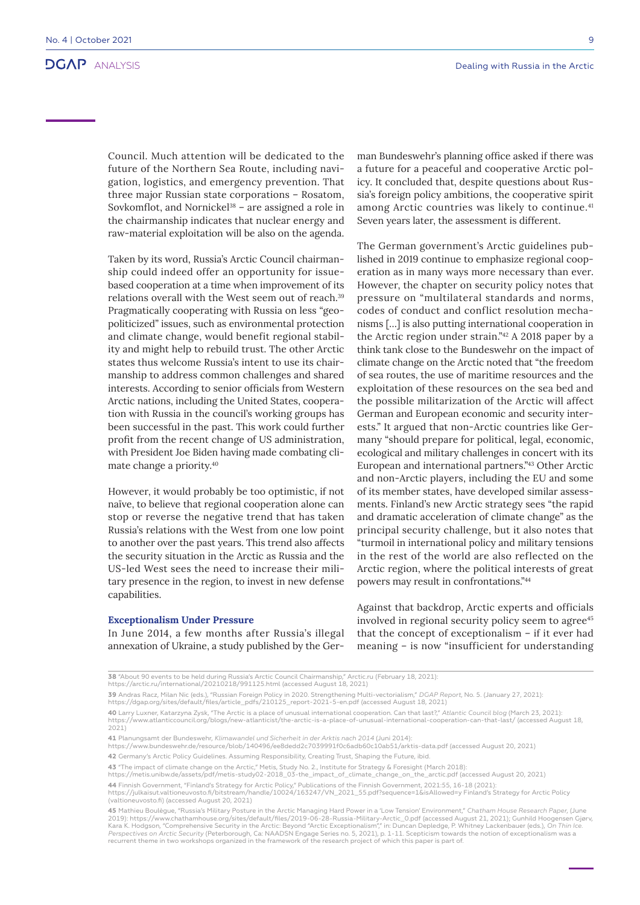Council. Much attention will be dedicated to the future of the Northern Sea Route, including navigation, logistics, and emergency prevention. That three major Russian state corporations – Rosatom, Sovkomflot, and Nornickel[38] – are assigned a role in the chairmanship indicates that nuclear energy and raw-material exploitation will be also on the agenda.

Taken by its word, Russia's Arctic Council chairmanship could indeed offer an opportunity for issue-based cooperation at a time when improvement of its relations overall with the West seem out of reach.[39] Pragmatically cooperating with Russia on less "geopoliticized" issues, such as environmental protection and climate change, would benefit regional stability and might help to rebuild trust. The other Arctic states thus welcome Russia's intent to use its chairmanship to address common challenges and shared interests. According to senior officials from Western Arctic nations, including the United States, cooperation with Russia in the council's working groups has been successful in the past. This work could further profit from the recent change of US administration, with President Joe Biden having made combating climate change a priority.[40]

However, it would probably be too optimistic, if not naïve, to believe that regional cooperation alone can stop or reverse the negative trend that has taken Russia's relations with the West from one low point to another over the past years. This trend also affects the security situation in the Arctic as Russia and the US-led West sees the need to increase their military presence in the region, to invest in new defense capabilities.

### Exceptionalism Under Pressure

In June 2014, a few months after Russia's illegal annexation of Ukraine, a study published by the German Bundeswehr's planning office asked if there was a future for a peaceful and cooperative Arctic policy. It concluded that, despite questions about Russia's foreign policy ambitions, the cooperative spirit among Arctic countries was likely to continue.[41] Seven years later, the assessment is different.

The German government's Arctic guidelines published in 2019 continue to emphasize regional cooperation as in many ways more necessary than ever. However, the chapter on security policy notes that pressure on "multilateral standards and norms, codes of conduct and conflict resolution mechanisms […] is also putting international cooperation in the Arctic region under strain."[42] A 2018 paper by a think tank close to the Bundeswehr on the impact of climate change on the Arctic noted that "the freedom of sea routes, the use of maritime resources and the exploitation of these resources on the sea bed and the possible militarization of the Arctic will affect German and European economic and security interests." It argued that non-Arctic countries like Germany "should prepare for political, legal, economic, ecological and military challenges in concert with its European and international partners."[43] Other Arctic and non-Arctic players, including the EU and some of its member states, have developed similar assessments. Finland's new Arctic strategy sees "the rapid and dramatic acceleration of climate change" as the principal security challenge, but it also notes that "turmoil in international policy and military tensions in the rest of the world are also reflected on the Arctic region, where the political interests of great powers may result in confrontations."[44]

Against that backdrop, Arctic experts and officials involved in regional security policy seem to agree[45] that the concept of exceptionalism – if it ever had meaning – is now "insufficient for understanding

---

[38] "About 90 events to be held during Russia's Arctic Council Chairmanship," Arctic.ru (February 18, 2021): https://arctic.ru/international/20210218/991125.html (accessed August 18, 2021)

[39] Andras Racz, Milan Nic (eds.), "Russian Foreign Policy in 2020. Strengthening Multi-vectorialism," *DGAP Report*, No. 5. (January 27, 2021): https://dgap.org/sites/default/files/article_pdfs/210125_report-2021-5-en.pdf (accessed August 18, 2021)

[40] Larry Luxner, Katarzyna Zysk, "The Arctic is a place of unusual international cooperation. Can that last?," *Atlantic Council blog* (March 23, 2021): https://www.atlanticcouncil.org/blogs/new-atlanticist/the-arctic-is-a-place-of-unusual-international-cooperation-can-that-last/ (accessed August 18, 2021)

[41] Planungsamt der Bundeswehr, *Klimawandel und Sicherheit in der Arktis nach 2014* (Juni 2014): https://www.bundeswehr.de/resource/blob/140496/ee8dedd2c7039991f0c6adb60c10ab51/arktis-data.pdf (accessed August 20, 2021)

[42] Germany's Arctic Policy Guidelines. Assuming Responsibility, Creating Trust, Shaping the Future, ibid.

[43] "The impact of climate change on the Arctic," Metis, Study No. 2., Institute for Strategy & Foresight (March 2018): https://metis.unibw.de/assets/pdf/metis-study02-2018_03-the_impact_of_climate_change_on_the_arctic.pdf (accessed August 20, 2021)

[44] Finnish Government, "Finland's Strategy for Arctic Policy," Publications of the Finnish Government, 2021:55, 16-18 (2021): https://julkaisut.valtioneuvosto.fi/bitstream/handle/10024/163247/VN_2021_55.pdf?sequence=1&isAllowed=y Finland's Strategy for Arctic Policy (valtioneuvosto.fi) (accessed August 20, 2021)

[45] Mathieu Boulègue, "Russia's Military Posture in the Arctic Managing Hard Power in a 'Low Tension' Environment," *Chatham House Research Paper*, (June 2019): https://www.chathamhouse.org/sites/default/files/2019-06-28-Russia-Military-Arctic_0.pdf (accessed August 21, 2021); Gunhild Hoogensen Gjørv, Kara K. Hodgson, "Comprehensive Security in the Arctic: Beyond "Arctic Exceptionalism"," in: Duncan Depledge, P. Whitney Lackenbauer (eds.), *On Thin Ice. Perspectives on Arctic Security* (Peterborough, Ca: NAADSN Engage Series no. 5, 2021), p. 1-11. Scepticism towards the notion of exceptionalism was a recurrent theme in two workshops organized in the framework of the research project of which this paper is part of.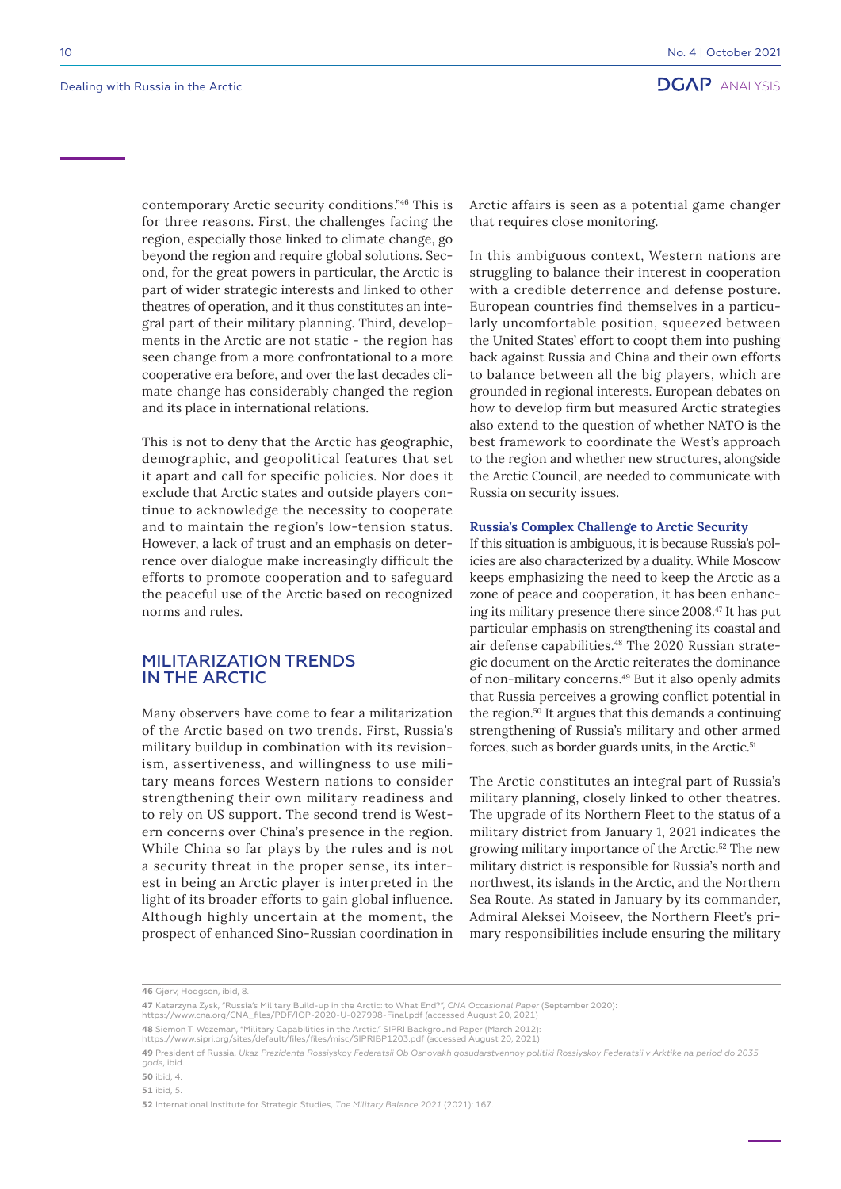contemporary Arctic security conditions."[46] This is for three reasons. First, the challenges facing the region, especially those linked to climate change, go beyond the region and require global solutions. Second, for the great powers in particular, the Arctic is part of wider strategic interests and linked to other theatres of operation, and it thus constitutes an integral part of their military planning. Third, developments in the Arctic are not static - the region has seen change from a more confrontational to a more cooperative era before, and over the last decades climate change has considerably changed the region and its place in international relations.

This is not to deny that the Arctic has geographic, demographic, and geopolitical features that set it apart and call for specific policies. Nor does it exclude that Arctic states and outside players continue to acknowledge the necessity to cooperate and to maintain the region's low-tension status. However, a lack of trust and an emphasis on deterrence over dialogue make increasingly difficult the efforts to promote cooperation and to safeguard the peaceful use of the Arctic based on recognized norms and rules.

## MILITARIZATION TRENDS IN THE ARCTIC

Many observers have come to fear a militarization of the Arctic based on two trends. First, Russia's military buildup in combination with its revisionism, assertiveness, and willingness to use military means forces Western nations to consider strengthening their own military readiness and to rely on US support. The second trend is Western concerns over China's presence in the region. While China so far plays by the rules and is not a security threat in the proper sense, its interest in being an Arctic player is interpreted in the light of its broader efforts to gain global influence. Although highly uncertain at the moment, the prospect of enhanced Sino-Russian coordination in Arctic affairs is seen as a potential game changer that requires close monitoring.

In this ambiguous context, Western nations are struggling to balance their interest in cooperation with a credible deterrence and defense posture. European countries find themselves in a particularly uncomfortable position, squeezed between the United States' effort to coopt them into pushing back against Russia and China and their own efforts to balance between all the big players, which are grounded in regional interests. European debates on how to develop firm but measured Arctic strategies also extend to the question of whether NATO is the best framework to coordinate the West's approach to the region and whether new structures, alongside the Arctic Council, are needed to communicate with Russia on security issues.

### Russia's Complex Challenge to Arctic Security

If this situation is ambiguous, it is because Russia's policies are also characterized by a duality. While Moscow keeps emphasizing the need to keep the Arctic as a zone of peace and cooperation, it has been enhancing its military presence there since 2008.[47] It has put particular emphasis on strengthening its coastal and air defense capabilities.[48] The 2020 Russian strategic document on the Arctic reiterates the dominance of non-military concerns.[49] But it also openly admits that Russia perceives a growing conflict potential in the region.[50] It argues that this demands a continuing strengthening of Russia's military and other armed forces, such as border guards units, in the Arctic.[51]

The Arctic constitutes an integral part of Russia's military planning, closely linked to other theatres. The upgrade of its Northern Fleet to the status of a military district from January 1, 2021 indicates the growing military importance of the Arctic.[52] The new military district is responsible for Russia's north and northwest, its islands in the Arctic, and the Northern Sea Route. As stated in January by its commander, Admiral Aleksei Moiseev, the Northern Fleet's primary responsibilities include ensuring the military

---

**46** Gjørv, Hodgson, ibid, 8.

**47** Katarzyna Zysk, "Russia's Military Build-up in the Arctic: to What End?", *CNA Occasional Paper* (September 2020): https://www.cna.org/CNA_files/PDF/IOP-2020-U-027998-Final.pdf (accessed August 20, 2021)

**48** Siemon T. Wezeman, "Military Capabilities in the Arctic," SIPRI Background Paper (March 2012): https://www.sipri.org/sites/default/files/files/misc/SIPRIBP1203.pdf (accessed August 20, 2021)

**49** President of Russia, *Ukaz Prezidenta Rossiyskoy Federatsii Ob Osnovakh gosudarstvennoy politiki Rossiyskoy Federatsii v Arktike na period do 2035 goda*, ibid.

**50** ibid, 4.

**51** ibid, 5.

**52** International Institute for Strategic Studies, *The Military Balance 2021* (2021): 167.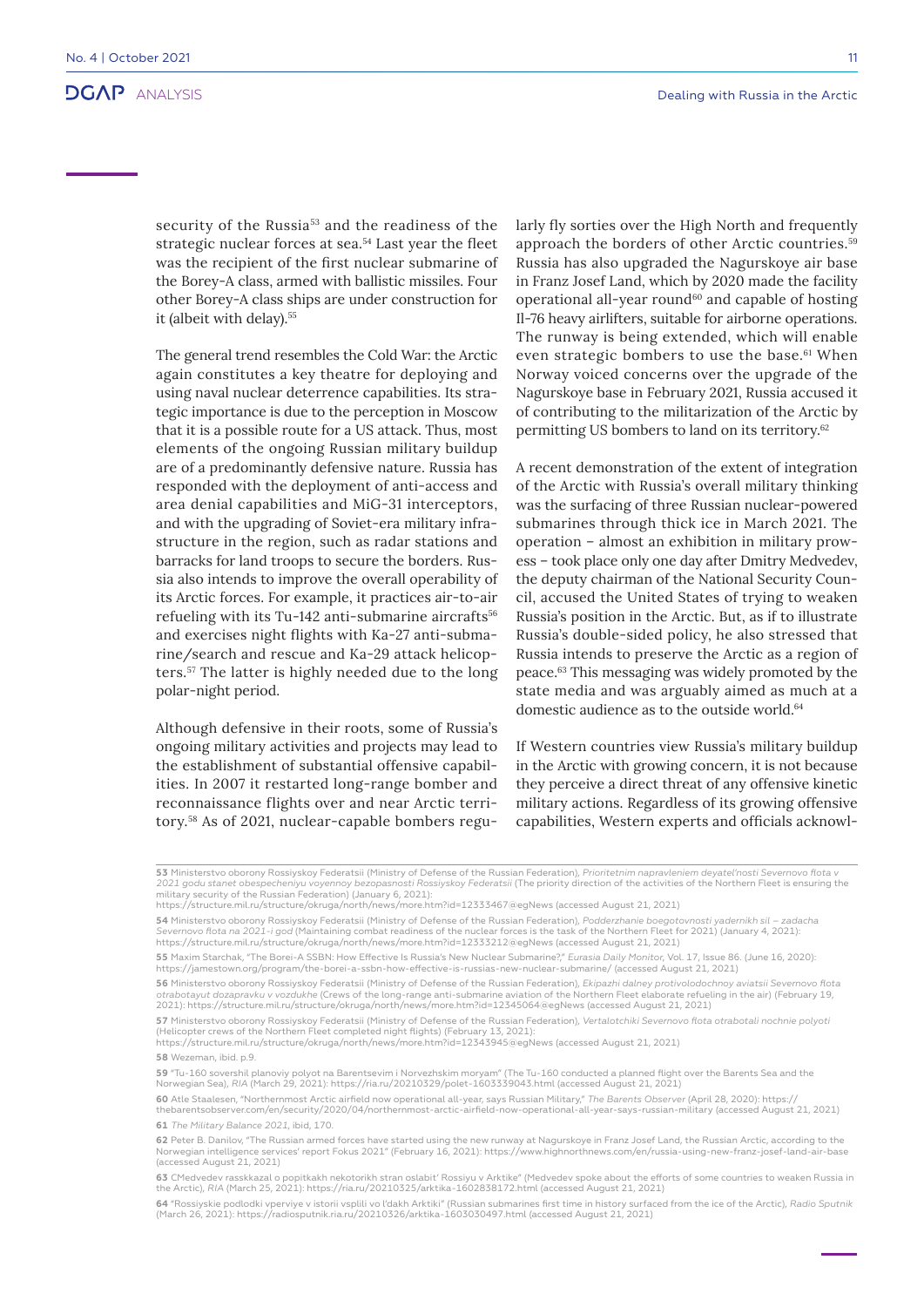security of the Russia[53] and the readiness of the strategic nuclear forces at sea.[54] Last year the fleet was the recipient of the first nuclear submarine of the Borey-A class, armed with ballistic missiles. Four other Borey-A class ships are under construction for it (albeit with delay).[55]

The general trend resembles the Cold War: the Arctic again constitutes a key theatre for deploying and using naval nuclear deterrence capabilities. Its strategic importance is due to the perception in Moscow that it is a possible route for a US attack. Thus, most elements of the ongoing Russian military buildup are of a predominantly defensive nature. Russia has responded with the deployment of anti-access and area denial capabilities and MiG-31 interceptors, and with the upgrading of Soviet-era military infrastructure in the region, such as radar stations and barracks for land troops to secure the borders. Russia also intends to improve the overall operability of its Arctic forces. For example, it practices air-to-air refueling with its Tu-142 anti-submarine aircrafts[56] and exercises night flights with Ka-27 anti-submarine/search and rescue and Ka-29 attack helicopters.[57] The latter is highly needed due to the long polar-night period.

Although defensive in their roots, some of Russia's ongoing military activities and projects may lead to the establishment of substantial offensive capabilities. In 2007 it restarted long-range bomber and reconnaissance flights over and near Arctic territory.[58] As of 2021, nuclear-capable bombers regularly fly sorties over the High North and frequently approach the borders of other Arctic countries.[59] Russia has also upgraded the Nagurskoye air base in Franz Josef Land, which by 2020 made the facility operational all-year round[60] and capable of hosting Il-76 heavy airlifters, suitable for airborne operations. The runway is being extended, which will enable even strategic bombers to use the base.[61] When Norway voiced concerns over the upgrade of the Nagurskoye base in February 2021, Russia accused it of contributing to the militarization of the Arctic by permitting US bombers to land on its territory.[62]

A recent demonstration of the extent of integration of the Arctic with Russia's overall military thinking was the surfacing of three Russian nuclear-powered submarines through thick ice in March 2021. The operation – almost an exhibition in military prowess – took place only one day after Dmitry Medvedev, the deputy chairman of the National Security Council, accused the United States of trying to weaken Russia's position in the Arctic. But, as if to illustrate Russia's double-sided policy, he also stressed that Russia intends to preserve the Arctic as a region of peace.[63] This messaging was widely promoted by the state media and was arguably aimed as much at a domestic audience as to the outside world.[64]

If Western countries view Russia's military buildup in the Arctic with growing concern, it is not because they perceive a direct threat of any offensive kinetic military actions. Regardless of its growing offensive capabilities, Western experts and officials acknowl-

---

**53** Ministerstvo oborony Rossiyskoy Federatsii (Ministry of Defense of the Russian Federation), *Prioritetnim napravleniem deyatel'nosti Severnovo flota v 2021 godu stanet obespecheniyu voyennoy bezopasnosti Rossiyskoy Federatsii* (The priority direction of the activities of the Northern Fleet is ensuring the military security of the Russian Federation) (January 6, 2021): https://structure.mil.ru/structure/okruga/north/news/more.htm?id=12333467@egNews (accessed August 21, 2021)

**54** Ministerstvo oborony Rossiyskoy Federatsii (Ministry of Defense of the Russian Federation), *Podderzhanie boegotovnosti yadernikh sil – zadacha Severnovo flota na 2021-i god* (Maintaining combat readiness of the nuclear forces is the task of the Northern Fleet for 2021) (January 4, 2021): https://structure.mil.ru/structure/okruga/north/news/more.htm?id=12333212@egNews (accessed August 21, 2021)

**55** Maxim Starchak, "The Borei-A SSBN: How Effective Is Russia's New Nuclear Submarine?," *Eurasia Daily Monitor*, Vol. 17, Issue 86. (June 16, 2020): https://jamestown.org/program/the-borei-a-ssbn-how-effective-is-russias-new-nuclear-submarine/ (accessed August 21, 2021)

**56** Ministerstvo oborony Rossiyskoy Federatsii (Ministry of Defense of the Russian Federation), *Ekipazhi dalney protivolodochnoy aviatsii Severnovo flota otrabotayut dozapravku v vozdukhe* (Crews of the long-range anti-submarine aviation of the Northern Fleet elaborate refueling in the air) (February 19, 2021): https://structure.mil.ru/structure/okruga/north/news/more.htm?id=12345064@egNews (accessed August 21, 2021)

**57** Ministerstvo oborony Rossiyskoy Federatsii (Ministry of Defense of the Russian Federation), *Vertalotchiki Severnovo flota otrabotali nochnie polyoti* (Helicopter crews of the Northern Fleet completed night flights) (February 13, 2021): https://structure.mil.ru/structure/okruga/north/news/more.htm?id=12343945@egNews (accessed August 21, 2021)

**58** Wezeman, ibid. p.9.

**59** "Tu-160 sovershil planoviy polyot na Barentsevim i Norvezhskim moryam" (The Tu-160 conducted a planned flight over the Barents Sea and the Norwegian Sea), *RIA* (March 29, 2021): https://ria.ru/20210329/polet-1603339043.html (accessed August 21, 2021)

**60** Atle Staalesen, "Northernmost Arctic airfield now operational all-year, says Russian Military," *The Barents Observer* (April 28, 2020): https://thebarentsobserver.com/en/security/2020/04/northernmost-arctic-airfield-now-operational-all-year-says-russian-military (accessed August 21, 2021)

**61** *The Military Balance 2021*, ibid, 170.

**62** Peter B. Danilov, "The Russian armed forces have started using the new runway at Nagurskoye in Franz Josef Land, the Russian Arctic, according to the Norwegian intelligence services' report Fokus 2021" (February 16, 2021): https://www.highnorthnews.com/en/russia-using-new-franz-josef-land-air-base (accessed August 21, 2021)

**63** CMedvedev rasskkazal o popitkakh nekotorikh stran oslabit' Rossiyu v Arktike" (Medvedev spoke about the efforts of some countries to weaken Russia in the Arctic), *RIA* (March 25, 2021): https://ria.ru/20210325/arktika-1602838172.html (accessed August 21, 2021)

**64** "Rossiyskie podlodki vperviye v istorii vsplili vo l'dakh Arktiki" (Russian submarines first time in history surfaced from the ice of the Arctic), *Radio Sputnik* (March 26, 2021): https://radiosputnik.ria.ru/20210326/arktika-1603030497.html (accessed August 21, 2021)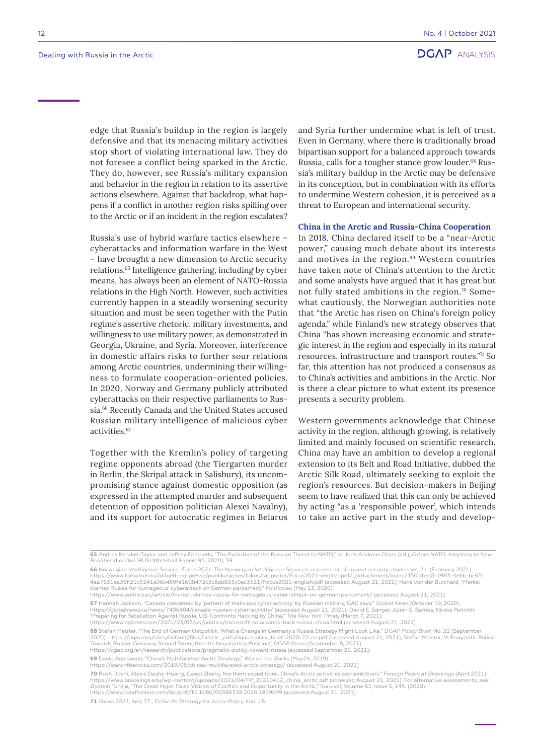edge that Russia's buildup in the region is largely defensive and that its menacing military activities stop short of violating international law. They do not foresee a conflict being sparked in the Arctic. They do, however, see Russia's military expansion and behavior in the region in relation to its assertive actions elsewhere. Against that backdrop, what happens if a conflict in another region risks spilling over to the Arctic or if an incident in the region escalates?

Russia's use of hybrid warfare tactics elsewhere – cyberattacks and information warfare in the West – have brought a new dimension to Arctic security relations.[65] Intelligence gathering, including by cyber means, has always been an element of NATO-Russia relations in the High North. However, such activities currently happen in a steadily worsening security situation and must be seen together with the Putin regime's assertive rhetoric, military investments, and willingness to use military power, as demonstrated in Georgia, Ukraine, and Syria. Moreover, interference in domestic affairs risks to further sour relations among Arctic countries, undermining their willingness to formulate cooperation-oriented policies. In 2020, Norway and Germany publicly attributed cyberattacks on their respective parliaments to Russia.[66] Recently Canada and the United States accused Russian military intelligence of malicious cyber activities.[67]

Together with the Kremlin's policy of targeting regime opponents abroad (the Tiergarten murder in Berlin, the Skripal attack in Salisbury), its uncompromising stance against domestic opposition (as expressed in the attempted murder and subsequent detention of opposition politician Alexei Navalny), and its support for autocratic regimes in Belarus and Syria further undermine what is left of trust. Even in Germany, where there is traditionally broad bipartisan support for a balanced approach towards Russia, calls for a tougher stance grow louder.[68] Russia's military buildup in the Arctic may be defensive in its conception, but in combination with its efforts to undermine Western cohesion, it is perceived as a threat to European and international security.

### China in the Arctic and Russia-China Cooperation

In 2018, China declared itself to be a "near-Arctic power," causing much debate about its interests and motives in the region.[69] Western countries have taken note of China's attention to the Arctic and some analysts have argued that it has great but not fully stated ambitions in the region.[70] Somewhat cautiously, the Norwegian authorities note that "the Arctic has risen on China's foreign policy agenda," while Finland's new strategy observes that China "has shown increasing economic and strategic interest in the region and especially in its natural resources, infrastructure and transport routes."[71] So far, this attention has not produced a consensus as to China's activities and ambitions in the Arctic. Nor is there a clear picture to what extent its presence presents a security problem.

Western governments acknowledge that Chinese activity in the region, although growing, is relatively limited and mainly focused on scientific research. China may have an ambition to develop a regional extension to its Belt and Road Initiative, dubbed the Arctic Silk Road, ultimately seeking to exploit the region's resources. But decision-makers in Beijing seem to have realized that this can only be achieved by acting "as a 'responsible power', which intends to take an active part in the study and develop-

---

**65** Andrea Kendall-Taylor and Jeffrey Edmonds, "The Evolution of the Russian Threat to NATO," in: John Andreas Olsen (ed.), *Future NATO. Adapting to New Realities* (London: RUSI Whitehall Papers 95, 2020), 59.

**66** Norwegian Intelligence Service, *Focus 2021. The Norwegian Intelligence Service's assessment of current security challenges*, 21. (February 2021): https://www.forsvaret.no/aktuelt-og-presse/publikasjoner/fokus/rapporter/Focus2021-english.pdf/_/attachment/inline/450b1ed0-1983-4e6b-bc65-4aa7631aa36f:21c5241a06c489fa1608472c3c8ab855c0ac3511/Focus2021-english.pdf (accessed August 21, 2021); Hans von der Burchard, "Merkel blames Russia for 'outrageous' cyberattack on German parliament," *Politico.eu* (May 13, 2020): https://www.politico.eu/article/merkel-blames-russia-for-outrageous-cyber-attack-on-german-parliament/ (accessed August 21, 2021)

**67** Hannah Jackson, "Canada concerned by 'pattern of malicious cyber activity' by Russian military, GAC says," *Global News* (October 19, 2020): https://globalnews.ca/news/7406404/canada-russian-cyber-activity/ (accessed August 21, 2021); David E. Sanger, Julian E. Barnes, Nicola Perlroth, "Preparing for Retaliation Against Russia, U.S. Confronts Hacking by China," *The New York Times*, (March 7, 2021): https://www.nytimes.com/2021/03/07/us/politics/microsoft-solarwinds-hack-russia-china.html (accessed August 21, 2021)

**68** Stefan Meister, "The End of German Ostpolitik. What a Change in Germany's Russia Strategy Might Look Like," *DGAP Policy Brief*, No. 22 (September 2020): https://dgap.org/sites/default/files/article_pdfs/dgap-policy_brief-2020-22-en.pdf (accessed August 21, 2021); Stefan Meister, "A Pragmatic Policy Towards Russia. Germany Should Strengthen Its Negotiating Position", *DGAP Memo* (September 8, 2021): https://dgap.org/en/research/publications/pragmatic-policy-toward-russia (accessed September 29, 2021);

**69** David Auerswald, "China's Multifaceted Arctic Strategy," *War on the Rocks* (May24, 2019): https://warontherocks.com/2019/05/chinas-multifaceted-arctic-strategy/ (accessed August 21, 2021)

**70** Rush Doshi, Alexis Dashe-Huang, Gaoqi Zhang, Northern expeditions: China's Arctic activities and ambitions," *Foreign Policy at Brookings* (April 2021): https://www.brookings.edu/wp-content/uploads/2021/04/FP_20210412_china_arctic.pdf (accessed August 21, 2021). For alternative assessments, see: Øystein Tunsjø, "The Great Hype: False Visions of Conflict and Opportunity in the Arctic," *Survival*, Volume 62, Issue 5, 145. (2020): https://www.tandfonline.com/doi/pdf/10.1080/00396338.2020.1819649 (accessed August 21, 2021)

**71** *Focus 2021*, ibid, 77.; *Finland's Strategy for Arctic Policy*, ibid, 18.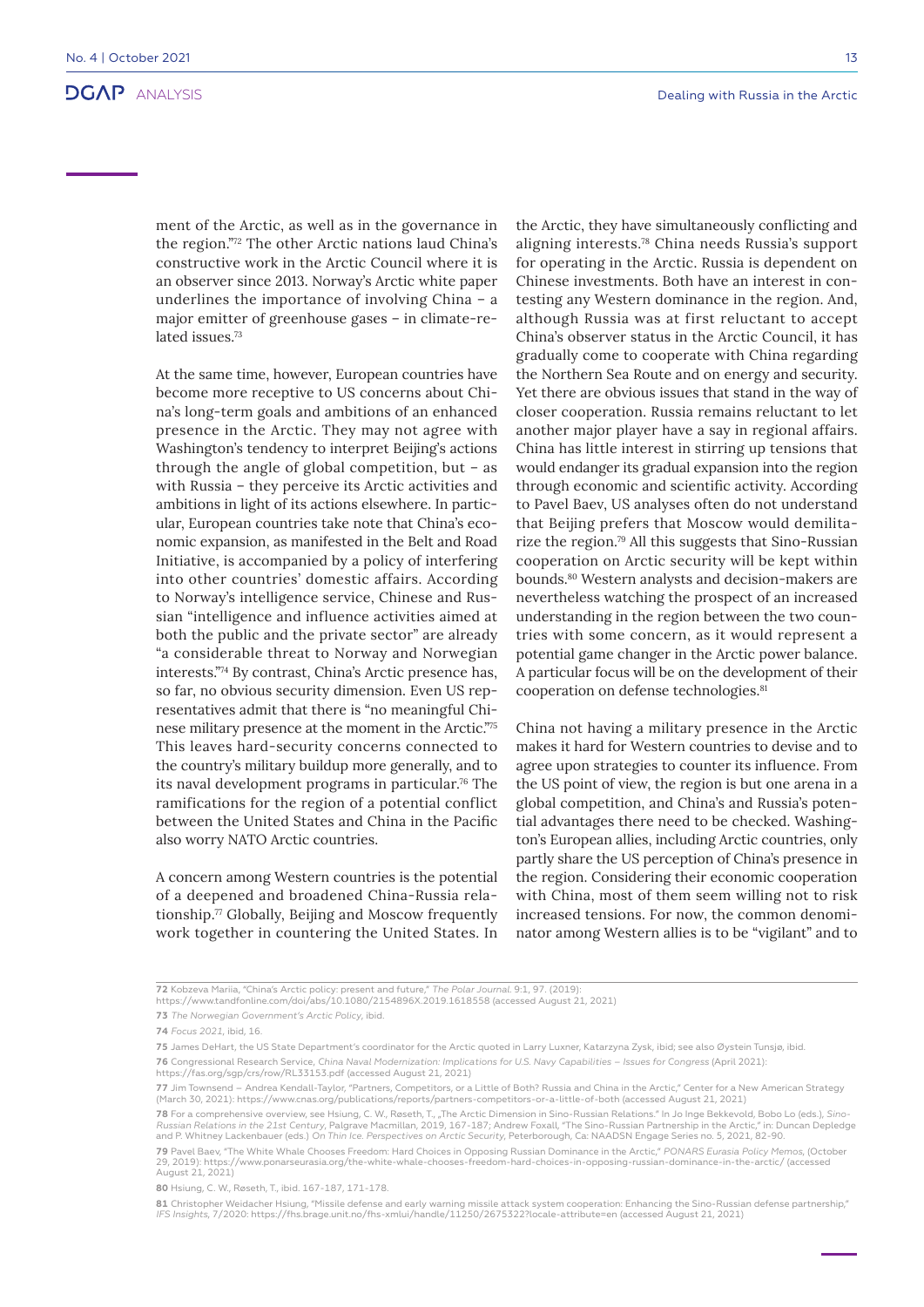ment of the Arctic, as well as in the governance in the region."[72] The other Arctic nations laud China's constructive work in the Arctic Council where it is an observer since 2013. Norway's Arctic white paper underlines the importance of involving China – a major emitter of greenhouse gases – in climate-related issues.[73]

At the same time, however, European countries have become more receptive to US concerns about China's long-term goals and ambitions of an enhanced presence in the Arctic. They may not agree with Washington's tendency to interpret Beijing's actions through the angle of global competition, but – as with Russia – they perceive its Arctic activities and ambitions in light of its actions elsewhere. In particular, European countries take note that China's economic expansion, as manifested in the Belt and Road Initiative, is accompanied by a policy of interfering into other countries' domestic affairs. According to Norway's intelligence service, Chinese and Russian "intelligence and influence activities aimed at both the public and the private sector" are already "a considerable threat to Norway and Norwegian interests."[74] By contrast, China's Arctic presence has, so far, no obvious security dimension. Even US representatives admit that there is "no meaningful Chinese military presence at the moment in the Arctic."[75] This leaves hard-security concerns connected to the country's military buildup more generally, and to its naval development programs in particular.[76] The ramifications for the region of a potential conflict between the United States and China in the Pacific also worry NATO Arctic countries.

A concern among Western countries is the potential of a deepened and broadened China-Russia relationship.[77] Globally, Beijing and Moscow frequently work together in countering the United States. In the Arctic, they have simultaneously conflicting and aligning interests.[78] China needs Russia's support for operating in the Arctic. Russia is dependent on Chinese investments. Both have an interest in contesting any Western dominance in the region. And, although Russia was at first reluctant to accept China's observer status in the Arctic Council, it has gradually come to cooperate with China regarding the Northern Sea Route and on energy and security. Yet there are obvious issues that stand in the way of closer cooperation. Russia remains reluctant to let another major player have a say in regional affairs. China has little interest in stirring up tensions that would endanger its gradual expansion into the region through economic and scientific activity. According to Pavel Baev, US analyses often do not understand that Beijing prefers that Moscow would demilitarize the region.[79] All this suggests that Sino-Russian cooperation on Arctic security will be kept within bounds.[80] Western analysts and decision-makers are nevertheless watching the prospect of an increased understanding in the region between the two countries with some concern, as it would represent a potential game changer in the Arctic power balance. A particular focus will be on the development of their cooperation on defense technologies.[81]

China not having a military presence in the Arctic makes it hard for Western countries to devise and to agree upon strategies to counter its influence. From the US point of view, the region is but one arena in a global competition, and China's and Russia's potential advantages there need to be checked. Washington's European allies, including Arctic countries, only partly share the US perception of China's presence in the region. Considering their economic cooperation with China, most of them seem willing not to risk increased tensions. For now, the common denominator among Western allies is to be "vigilant" and to

---

**72** Kobzeva Mariia, "China's Arctic policy: present and future," *The Polar Journal*. 9:1, 97. (2019): https://www.tandfonline.com/doi/abs/10.1080/2154896X.2019.1618558 (accessed August 21, 2021)

**73** *The Norwegian Government's Arctic Policy*, ibid.

**74** *Focus 2021*, ibid, 16.

**75** James DeHart, the US State Department's coordinator for the Arctic quoted in Larry Luxner, Katarzyna Zysk, ibid; see also Øystein Tunsjø, ibid.

**76** Congressional Research Service, *China Naval Modernization: Implications for U.S. Navy Capabilities – Issues for Congress* (April 2021): https://fas.org/sgp/crs/row/RL33153.pdf (accessed August 21, 2021)

**77** Jim Townsend – Andrea Kendall-Taylor, "Partners, Competitors, or a Little of Both? Russia and China in the Arctic," Center for a New American Strategy (March 30, 2021): https://www.cnas.org/publications/reports/partners-competitors-or-a-little-of-both (accessed August 21, 2021)

**78** For a comprehensive overview, see Hsiung, C. W., Røseth, T., „The Arctic Dimension in Sino-Russian Relations." In Jo Inge Bekkevold, Bobo Lo (eds.), *Sino-Russian Relations in the 21st Century*, Palgrave Macmillan, 2019, 167-187; Andrew Foxall, "The Sino-Russian Partnership in the Arctic," in: Duncan Depledge and P. Whitney Lackenbauer (eds.) *On Thin Ice. Perspectives on Arctic Security*, Peterborough, Ca: NAADSN Engage Series no. 5, 2021, 82-90.

**79** Pavel Baev, "The White Whale Chooses Freedom: Hard Choices in Opposing Russian Dominance in the Arctic," *PONARS Eurasia Policy Memos*, (October 29, 2019): https://www.ponarseurasia.org/the-white-whale-chooses-freedom-hard-choices-in-opposing-russian-dominance-in-the-arctic/ (accessed August 21, 2021)

**80** Hsiung, C. W., Røseth, T., ibid. 167-187, 171-178.

**81** Christopher Weidacher Hsiung, "Missile defense and early warning missile attack system cooperation: Enhancing the Sino-Russian defense partnership," *IFS Insights*, 7/2020: https://fhs.brage.unit.no/fhs-xmlui/handle/11250/2675322?locale-attribute=en (accessed August 21, 2021)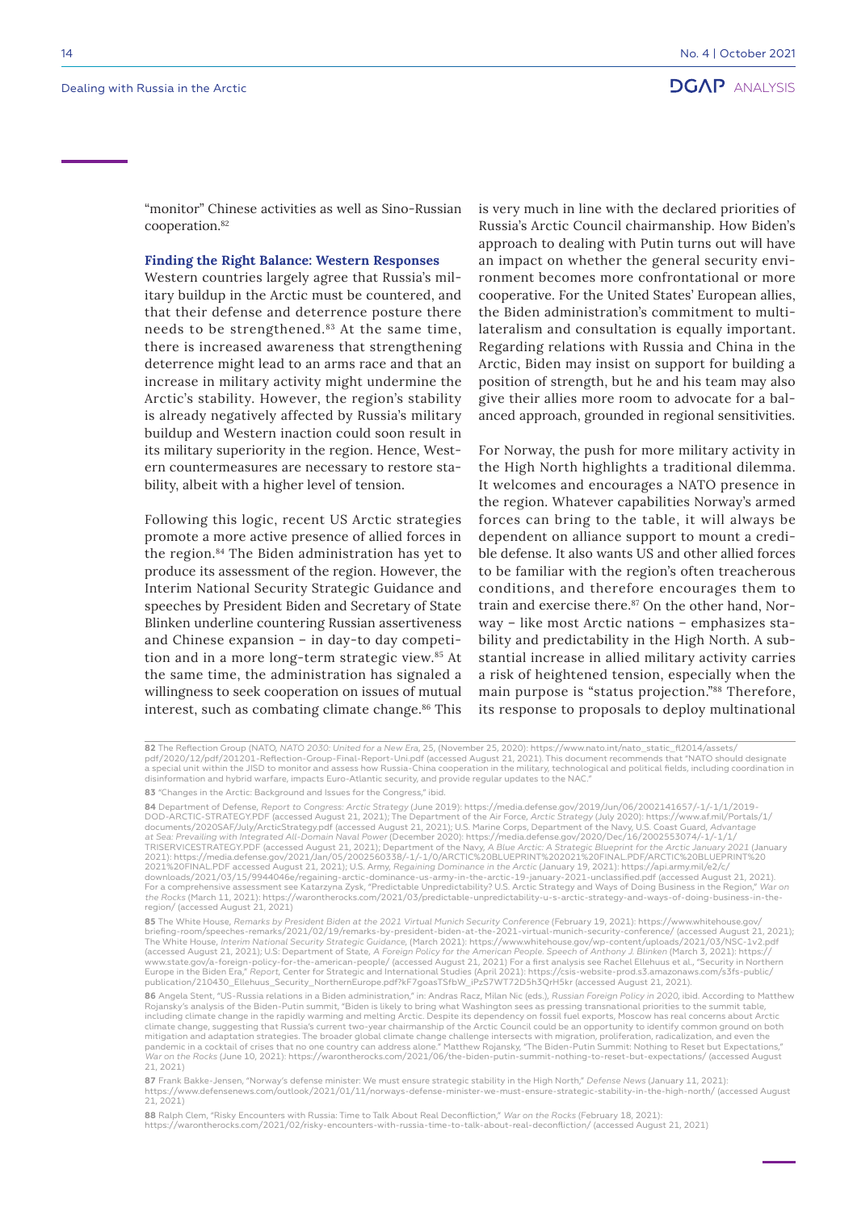"monitor" Chinese activities as well as Sino-Russian cooperation.[82]

### Finding the Right Balance: Western Responses

Western countries largely agree that Russia's military buildup in the Arctic must be countered, and that their defense and deterrence posture there needs to be strengthened.[83] At the same time, there is increased awareness that strengthening deterrence might lead to an arms race and that an increase in military activity might undermine the Arctic's stability. However, the region's stability is already negatively affected by Russia's military buildup and Western inaction could soon result in its military superiority in the region. Hence, Western countermeasures are necessary to restore stability, albeit with a higher level of tension.

Following this logic, recent US Arctic strategies promote a more active presence of allied forces in the region.[84] The Biden administration has yet to produce its assessment of the region. However, the Interim National Security Strategic Guidance and speeches by President Biden and Secretary of State Blinken underline countering Russian assertiveness and Chinese expansion – in day-to day competition and in a more long-term strategic view.[85] At the same time, the administration has signaled a willingness to seek cooperation on issues of mutual interest, such as combating climate change.[86] This is very much in line with the declared priorities of Russia's Arctic Council chairmanship. How Biden's approach to dealing with Putin turns out will have an impact on whether the general security environment becomes more confrontational or more cooperative. For the United States' European allies, the Biden administration's commitment to multilateralism and consultation is equally important. Regarding relations with Russia and China in the Arctic, Biden may insist on support for building a position of strength, but he and his team may also give their allies more room to advocate for a balanced approach, grounded in regional sensitivities.

For Norway, the push for more military activity in the High North highlights a traditional dilemma. It welcomes and encourages a NATO presence in the region. Whatever capabilities Norway's armed forces can bring to the table, it will always be dependent on alliance support to mount a credible defense. It also wants US and other allied forces to be familiar with the region's often treacherous conditions, and therefore encourages them to train and exercise there.[87] On the other hand, Norway – like most Arctic nations – emphasizes stability and predictability in the High North. A substantial increase in allied military activity carries a risk of heightened tension, especially when the main purpose is "status projection."[88] Therefore, its response to proposals to deploy multinational

---

**82** The Reflection Group (NATO, *NATO 2030: United for a New Era*, 25, (November 25, 2020): https://www.nato.int/nato_static_fl2014/assets/pdf/2020/12/pdf/201201-Reflection-Group-Final-Report-Uni.pdf (accessed August 21, 2021). This document recommends that "NATO should designate a special unit within the JISD to monitor and assess how Russia-China cooperation in the military, technological and political fields, including coordination in disinformation and hybrid warfare, impacts Euro-Atlantic security, and provide regular updates to the NAC."

**83** "Changes in the Arctic: Background and Issues for the Congress," ibid.

**84** Department of Defense, *Report to Congress: Arctic Strategy* (June 2019): https://media.defense.gov/2019/Jun/06/2002141657/-1/-1/1/2019-DOD-ARCTIC-STRATEGY.PDF (accessed August 21, 2021); The Department of the Air Force, *Arctic Strategy* (July 2020): https://www.af.mil/Portals/1/documents/2020SAF/July/ArcticStrategy.pdf (accessed August 21, 2021); U.S. Marine Corps, Department of the Navy, U.S. Coast Guard, *Advantage at Sea: Prevailing with Integrated All-Domain Naval Power* (December 2020): https://media.defense.gov/2020/Dec/16/2002553074/-1/-1/1/TRISERVICESTRATEGY.PDF (accessed August 21, 2021); Department of the Navy, *A Blue Arctic: A Strategic Blueprint for the Arctic January 2021* (January 2021): https://media.defense.gov/2021/Jan/05/2002560338/-1/-1/0/ARCTIC%20BLUEPRINT%202021%20FINAL.PDF/ARCTIC%20BLUEPRINT%202021%20FINAL.PDF accessed August 21, 2021); U.S. Army, *Regaining Dominance in the Arctic* (January 19, 2021): https://api.army.mil/e2/c/downloads/2021/03/15/9944046e/regaining-arctic-dominance-us-army-in-the-arctic-19-january-2021-unclassified.pdf (accessed August 21, 2021). For a comprehensive assessment see Katarzyna Zysk, "Predictable Unpredictability? U.S. Arctic Strategy and Ways of Doing Business in the Region," *War on the Rocks* (March 11, 2021): https://warontherocks.com/2021/03/predictable-unpredictability-u-s-arctic-strategy-and-ways-of-doing-business-in-the-region/ (accessed August 21, 2021)

**85** The White House, *Remarks by President Biden at the 2021 Virtual Munich Security Conference* (February 19, 2021): https://www.whitehouse.gov/briefing-room/speeches-remarks/2021/02/19/remarks-by-president-biden-at-the-2021-virtual-munich-security-conference/ (accessed August 21, 2021); The White House, *Interim National Security Strategic Guidance*, (March 2021): https://www.whitehouse.gov/wp-content/uploads/2021/03/NSC-1v2.pdf (accessed August 21, 2021); U.S: Department of State, *A Foreign Policy for the American People. Speech of Anthony J. Blinken* (March 3, 2021): https://www.state.gov/a-foreign-policy-for-the-american-people/ (accessed August 21, 2021) For a first analysis see Rachel Ellehuus et al., "Security in Northern Europe in the Biden Era," *Report*, Center for Strategic and International Studies (April 2021): https://csis-website-prod.s3.amazonaws.com/s3fs-public/publication/210430_Ellehuus_Security_NorthernEurope.pdf?kF7goasTSfbW_iPzS7WT72D5h3QrH5kr (accessed August 21, 2021).

**86** Angela Stent, "US-Russia relations in a Biden administration," in: Andras Racz, Milan Nic (eds.), *Russian Foreign Policy in 2020*, ibid. According to Matthew Rojansky's analysis of the Biden-Putin summit, "Biden is likely to bring what Washington sees as pressing transnational priorities to the summit table, including climate change in the rapidly warming and melting Arctic. Despite its dependency on fossil fuel exports, Moscow has real concerns about Arctic climate change, suggesting that Russia's current two-year chairmanship of the Arctic Council could be an opportunity to identify common ground on both mitigation and adaptation strategies. The broader global climate change challenge intersects with migration, proliferation, radicalization, and even the pandemic in a cocktail of crises that no one country can address alone." Matthew Rojansky, "The Biden-Putin Summit: Nothing to Reset but Expectations," *War on the Rocks* (June 10, 2021): https://warontherocks.com/2021/06/the-biden-putin-summit-nothing-to-reset-but-expectations/ (accessed August 21, 2021)

**87** Frank Bakke-Jensen, "Norway's defense minister: We must ensure strategic stability in the High North," *Defense News* (January 11, 2021): https://www.defensenews.com/outlook/2021/01/11/norways-defense-minister-we-must-ensure-strategic-stability-in-the-high-north/ (accessed August 21, 2021)

**88** Ralph Clem, "Risky Encounters with Russia: Time to Talk About Real Deconfliction," *War on the Rocks* (February 18, 2021): https://warontherocks.com/2021/02/risky-encounters-with-russia-time-to-talk-about-real-deconfliction/ (accessed August 21, 2021)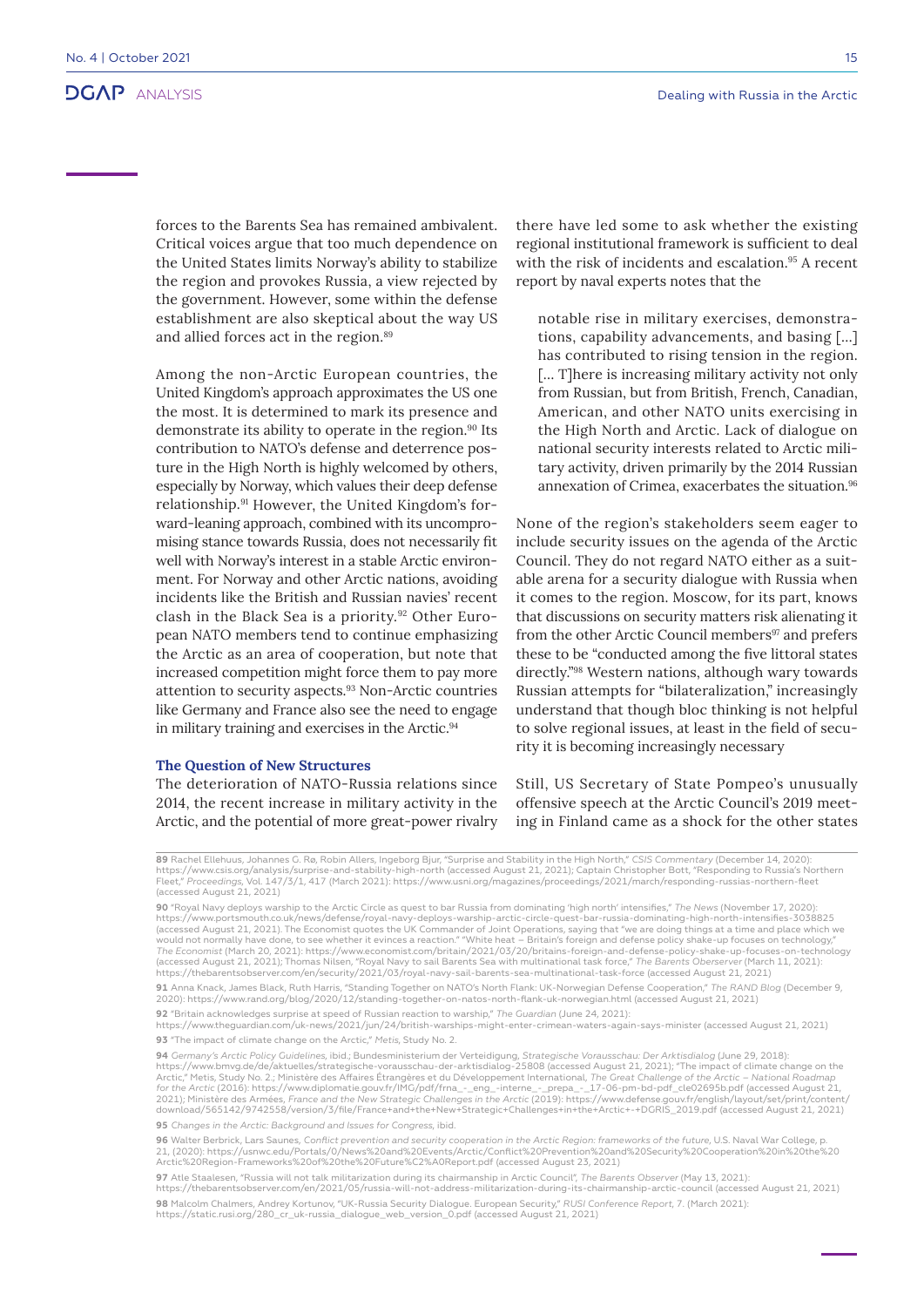forces to the Barents Sea has remained ambivalent. Critical voices argue that too much dependence on the United States limits Norway's ability to stabilize the region and provokes Russia, a view rejected by the government. However, some within the defense establishment are also skeptical about the way US and allied forces act in the region.[89]

Among the non-Arctic European countries, the United Kingdom's approach approximates the US one the most. It is determined to mark its presence and demonstrate its ability to operate in the region.[90] Its contribution to NATO's defense and deterrence posture in the High North is highly welcomed by others, especially by Norway, which values their deep defense relationship.[91] However, the United Kingdom's forward-leaning approach, combined with its uncompromising stance towards Russia, does not necessarily fit well with Norway's interest in a stable Arctic environment. For Norway and other Arctic nations, avoiding incidents like the British and Russian navies' recent clash in the Black Sea is a priority.[92] Other European NATO members tend to continue emphasizing the Arctic as an area of cooperation, but note that increased competition might force them to pay more attention to security aspects.[93] Non-Arctic countries like Germany and France also see the need to engage in military training and exercises in the Arctic.[94]

### The Question of New Structures

The deterioration of NATO-Russia relations since 2014, the recent increase in military activity in the Arctic, and the potential of more great-power rivalry there have led some to ask whether the existing regional institutional framework is sufficient to deal with the risk of incidents and escalation.[95] A recent report by naval experts notes that the

> notable rise in military exercises, demonstrations, capability advancements, and basing [...] has contributed to rising tension in the region. [... T]here is increasing military activity not only from Russian, but from British, French, Canadian, American, and other NATO units exercising in the High North and Arctic. Lack of dialogue on national security interests related to Arctic military activity, driven primarily by the 2014 Russian annexation of Crimea, exacerbates the situation.[96]

None of the region's stakeholders seem eager to include security issues on the agenda of the Arctic Council. They do not regard NATO either as a suitable arena for a security dialogue with Russia when it comes to the region. Moscow, for its part, knows that discussions on security matters risk alienating it from the other Arctic Council members[97] and prefers these to be "conducted among the five littoral states directly."[98] Western nations, although wary towards Russian attempts for "bilateralization," increasingly understand that though bloc thinking is not helpful to solve regional issues, at least in the field of security it is becoming increasingly necessary

Still, US Secretary of State Pompeo's unusually offensive speech at the Arctic Council's 2019 meeting in Finland came as a shock for the other states

---

**89** Rachel Ellehuus, Johannes G. Rø, Robin Allers, Ingeborg Bjur, "Surprise and Stability in the High North," *CSIS Commentary* (December 14, 2020): https://www.csis.org/analysis/surprise-and-stability-high-north (accessed August 21, 2021); Captain Christopher Bott, "Responding to Russia's Northern Fleet," *Proceedings*, Vol. 147/3/1, 417 (March 2021): https://www.usni.org/magazines/proceedings/2021/march/responding-russias-northern-fleet (accessed August 21, 2021)

**90** "Royal Navy deploys warship to the Arctic Circle as quest to bar Russia from dominating 'high north' intensifies," *The News* (November 17, 2020): https://www.portsmouth.co.uk/news/defense/royal-navy-deploys-warship-arctic-circle-quest-bar-russia-dominating-high-north-intensifies-3038825 (accessed August 21, 2021). The Economist quotes the UK Commander of Joint Operations, saying that "we are doing things at a time and place which we would not normally have done, to see whether it evinces a reaction." "White heat – Britain's foreign and defense policy shake-up focuses on technology," *The Economist* (March 20, 2021): https://www.economist.com/britain/2021/03/20/britains-foreign-and-defense-policy-shake-up-focuses-on-technology (accessed August 21, 2021); Thomas Nilsen, "Royal Navy to sail Barents Sea with multinational task force," *The Barents Oberserver* (March 11, 2021): https://thebarentsobserver.com/en/security/2021/03/royal-navy-sail-barents-sea-multinational-task-force (accessed August 21, 2021)

**91** Anna Knack, James Black, Ruth Harris, "Standing Together on NATO's North Flank: UK-Norwegian Defense Cooperation," *The RAND Blog* (December 9, 2020): https://www.rand.org/blog/2020/12/standing-together-on-natos-north-flank-uk-norwegian.html (accessed August 21, 2021)

**92** "Britain acknowledges surprise at speed of Russian reaction to warship," *The Guardian* (June 24, 2021): https://www.theguardian.com/uk-news/2021/jun/24/british-warships-might-enter-crimean-waters-again-says-minister (accessed August 21, 2021)

**93** "The impact of climate change on the Arctic," *Metis*, Study No. 2.

**94** *Germany's Arctic Policy Guidelines*, ibid.; Bundesministerium der Verteidigung, *Strategische Vorausschau: Der Arktisdialog* (June 29, 2018): https://www.bmvg.de/de/aktuelles/strategische-vorausschau-der-arktisdialog-25808 (accessed August 21, 2021); "The impact of climate change on the Arctic," Metis, Study No. 2.; Ministère des Affaires Étrangères et du Développement International, *The Great Challenge of the Arctic – National Roadmap for the Arctic* (2016): https://www.diplomatie.gouv.fr/IMG/pdf/frna_-_eng_-interne_-_prepa_-_17-06-pm-bd-pdf_cle02695b.pdf (accessed August 21, 2021); Ministère des Armées, *France and the New Strategic Challenges in the Arctic* (2019): https://www.defense.gouv.fr/english/layout/set/print/content/download/565142/9742558/version/3/file/France+and+the+New+Strategic+Challenges+in+the+Arctic+-+DGRIS_2019.pdf (accessed August 21, 2021)

**95** *Changes in the Arctic: Background and Issues for Congress*, ibid.

**96** Walter Berbrick, Lars Saunes, *Conflict prevention and security cooperation in the Arctic Region: frameworks of the future*, U.S. Naval War College, p. 21, (2020): https://usnwc.edu/Portals/0/News%20and%20Events/Arctic/Conflict%20Prevention%20and%20Security%20Cooperation%20in%20the%20Arctic%20Region-Frameworks%20of%20the%20Future%C2%A0Report.pdf (accessed August 23, 2021)

**97** Atle Staalesen, "Russia will not talk militarization during its chairmanship in Arctic Council", *The Barents Observer* (May 13, 2021): https://thebarentsobserver.com/en/2021/05/russia-will-not-address-militarization-during-its-chairmanship-arctic-council (accessed August 21, 2021)

**98** Malcolm Chalmers, Andrey Kortunov, "UK-Russia Security Dialogue. European Security," *RUSI Conference Report*, 7. (March 2021): https://static.rusi.org/280_cr_uk-russia_dialogue_web_version_0.pdf (accessed August 21, 2021)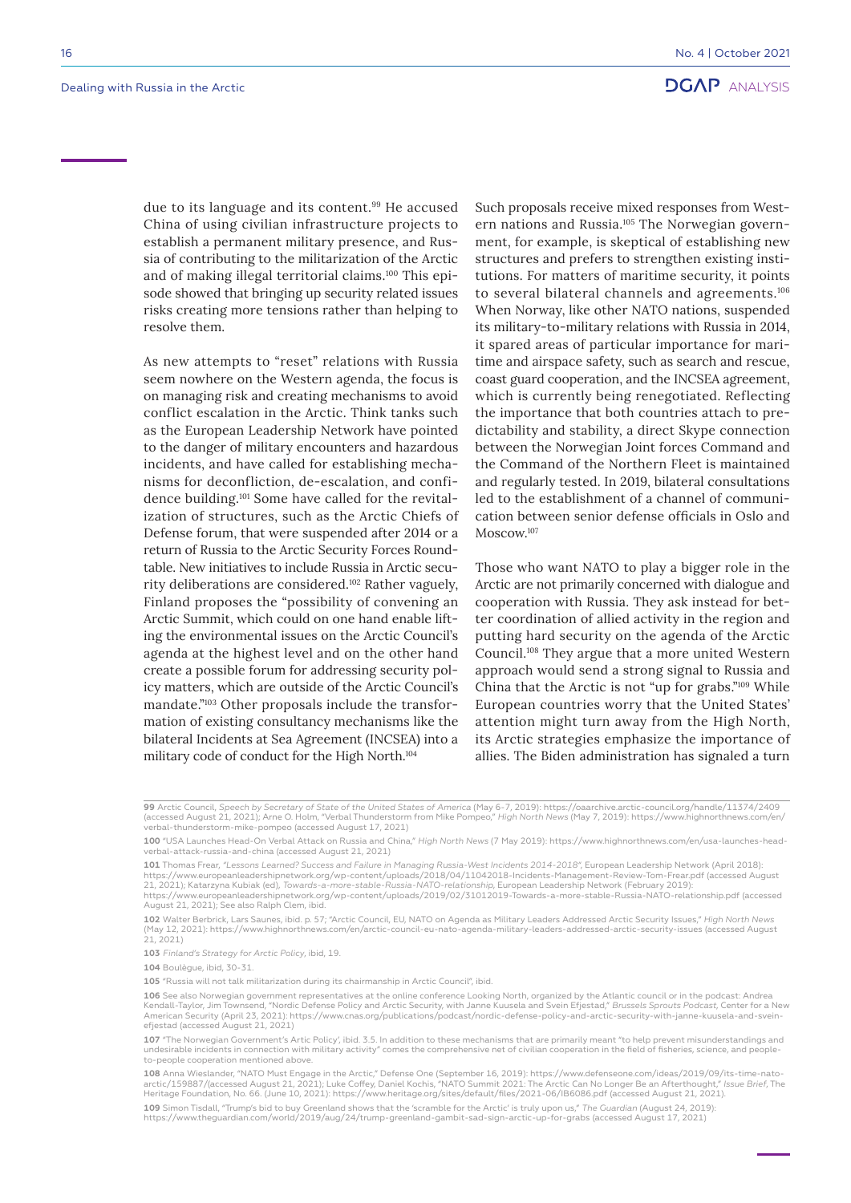due to its language and its content.[99] He accused China of using civilian infrastructure projects to establish a permanent military presence, and Russia of contributing to the militarization of the Arctic and of making illegal territorial claims.[100] This episode showed that bringing up security related issues risks creating more tensions rather than helping to resolve them.

As new attempts to "reset" relations with Russia seem nowhere on the Western agenda, the focus is on managing risk and creating mechanisms to avoid conflict escalation in the Arctic. Think tanks such as the European Leadership Network have pointed to the danger of military encounters and hazardous incidents, and have called for establishing mechanisms for deconfliction, de-escalation, and confidence building.[101] Some have called for the revitalization of structures, such as the Arctic Chiefs of Defense forum, that were suspended after 2014 or a return of Russia to the Arctic Security Forces Roundtable. New initiatives to include Russia in Arctic security deliberations are considered.[102] Rather vaguely, Finland proposes the "possibility of convening an Arctic Summit, which could on one hand enable lifting the environmental issues on the Arctic Council's agenda at the highest level and on the other hand create a possible forum for addressing security policy matters, which are outside of the Arctic Council's mandate."[103] Other proposals include the transformation of existing consultancy mechanisms like the bilateral Incidents at Sea Agreement (INCSEA) into a military code of conduct for the High North.[104]

Such proposals receive mixed responses from Western nations and Russia.[105] The Norwegian government, for example, is skeptical of establishing new structures and prefers to strengthen existing institutions. For matters of maritime security, it points to several bilateral channels and agreements.[106] When Norway, like other NATO nations, suspended its military-to-military relations with Russia in 2014, it spared areas of particular importance for maritime and airspace safety, such as search and rescue, coast guard cooperation, and the INCSEA agreement, which is currently being renegotiated. Reflecting the importance that both countries attach to predictability and stability, a direct Skype connection between the Norwegian Joint forces Command and the Command of the Northern Fleet is maintained and regularly tested. In 2019, bilateral consultations led to the establishment of a channel of communication between senior defense officials in Oslo and Moscow.[107]

Those who want NATO to play a bigger role in the Arctic are not primarily concerned with dialogue and cooperation with Russia. They ask instead for better coordination of allied activity in the region and putting hard security on the agenda of the Arctic Council.[108] They argue that a more united Western approach would send a strong signal to Russia and China that the Arctic is not "up for grabs."[109] While European countries worry that the United States' attention might turn away from the High North, its Arctic strategies emphasize the importance of allies. The Biden administration has signaled a turn

---

**99** Arctic Council, *Speech by Secretary of State of the United States of America* (May 6-7, 2019): https://oaarchive.arctic-council.org/handle/11374/2409 (accessed August 21, 2021); Arne O. Holm, "Verbal Thunderstorm from Mike Pompeo," *High North News* (May 7, 2019): https://www.highnorthnews.com/en/verbal-thunderstorm-mike-pompeo (accessed August 17, 2021)

**100** "USA Launches Head-On Verbal Attack on Russia and China," *High North News* (7 May 2019): https://www.highnorthnews.com/en/usa-launches-head-verbal-attack-russia-and-china (accessed August 21, 2021)

**101** Thomas Frear, *"Lessons Learned? Success and Failure in Managing Russia-West Incidents 2014-2018"*, European Leadership Network (April 2018): https://www.europeanleadershipnetwork.org/wp-content/uploads/2018/04/11042018-Incidents-Management-Review-Tom-Frear.pdf (accessed August 21, 2021); Katarzyna Kubiak (ed), *Towards-a-more-stable-Russia-NATO-relationship*, European Leadership Network (February 2019): https://www.europeanleadershipnetwork.org/wp-content/uploads/2019/02/31012019-Towards-a-more-stable-Russia-NATO-relationship.pdf (accessed August 21, 2021); See also Ralph Clem, ibid.

**102** Walter Berbrick, Lars Saunes, ibid. p. 57; "Arctic Council, EU, NATO on Agenda as Military Leaders Addressed Arctic Security Issues," *High North News* (May 12, 2021): https://www.highnorthnews.com/en/arctic-council-eu-nato-agenda-military-leaders-addressed-arctic-security-issues (accessed August 21, 2021)

**103** *Finland's Strategy for Arctic Policy*, ibid, 19.

**104** Boulègue, ibid, 30-31.

**105** "Russia will not talk militarization during its chairmanship in Arctic Council", ibid.

**106** See also Norwegian government representatives at the online conference Looking North, organized by the Atlantic council or in the podcast: Andrea Kendall-Taylor, Jim Townsend, "Nordic Defense Policy and Arctic Security, with Janne Kuusela and Svein Efjestad," *Brussels Sprouts Podcast*, Center for a New American Security (April 23, 2021): https://www.cnas.org/publications/podcast/nordic-defense-policy-and-arctic-security-with-janne-kuusela-and-svein-efjestad (accessed August 21, 2021)

**107** "The Norwegian Government's Artic Policy', ibid. 3.5. In addition to these mechanisms that are primarily meant "to help prevent misunderstandings and undesirable incidents in connection with military activity" comes the comprehensive net of civilian cooperation in the field of fisheries, science, and people-to-people cooperation mentioned above.

**108** Anna Wieslander, "NATO Must Engage in the Arctic," Defense One (September 16, 2019): https://www.defenseone.com/ideas/2019/09/its-time-nato-arctic/159887/(accessed August 21, 2021); Luke Coffey, Daniel Kochis, "NATO Summit 2021: The Arctic Can No Longer Be an Afterthought," *Issue Brief*, The Heritage Foundation, No. 66. (June 10, 2021): https://www.heritage.org/sites/default/files/2021-06/IB6086.pdf (accessed August 21, 2021).

**109** Simon Tisdall, "Trump's bid to buy Greenland shows that the 'scramble for the Arctic' is truly upon us," *The Guardian* (August 24, 2019): https://www.theguardian.com/world/2019/aug/24/trump-greenland-gambit-sad-sign-arctic-up-for-grabs (accessed August 17, 2021)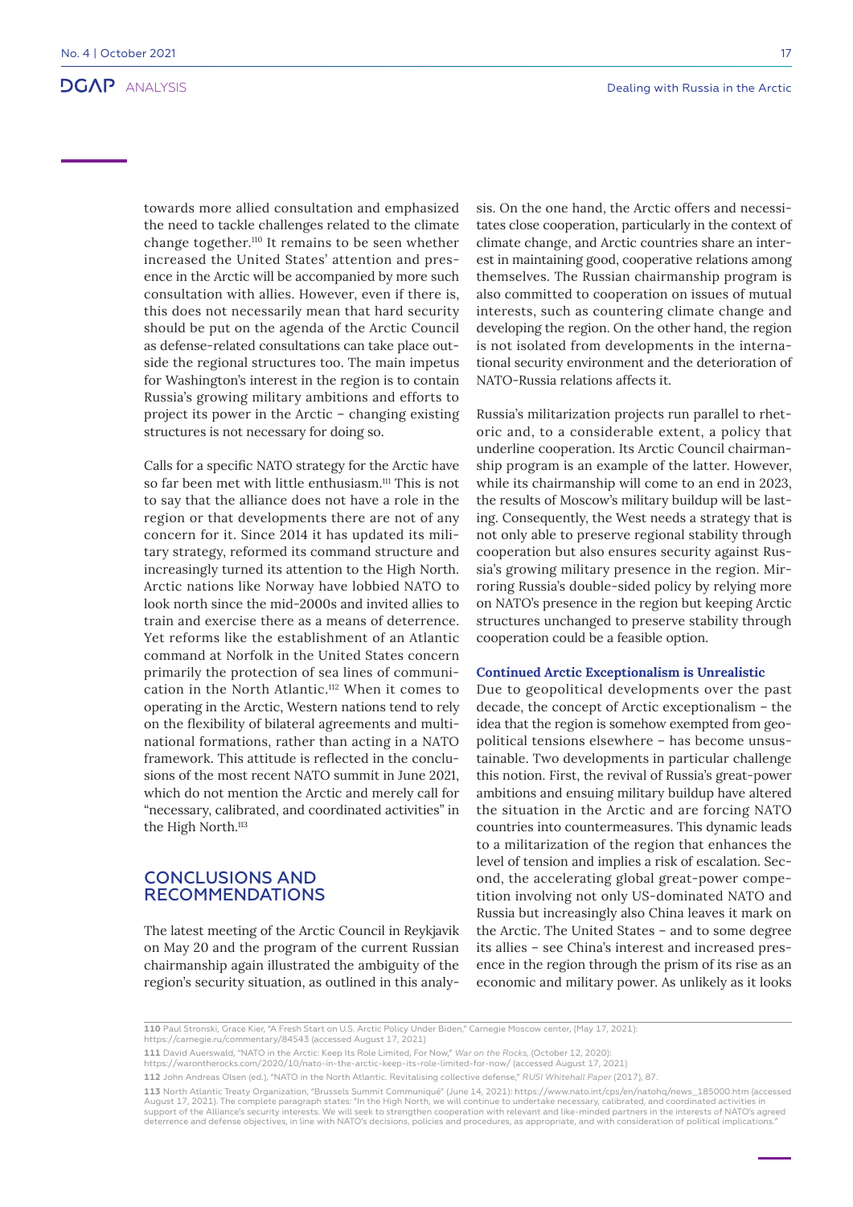towards more allied consultation and emphasized the need to tackle challenges related to the climate change together.[110] It remains to be seen whether increased the United States' attention and presence in the Arctic will be accompanied by more such consultation with allies. However, even if there is, this does not necessarily mean that hard security should be put on the agenda of the Arctic Council as defense-related consultations can take place outside the regional structures too. The main impetus for Washington's interest in the region is to contain Russia's growing military ambitions and efforts to project its power in the Arctic – changing existing structures is not necessary for doing so.

Calls for a specific NATO strategy for the Arctic have so far been met with little enthusiasm.[111] This is not to say that the alliance does not have a role in the region or that developments there are not of any concern for it. Since 2014 it has updated its military strategy, reformed its command structure and increasingly turned its attention to the High North. Arctic nations like Norway have lobbied NATO to look north since the mid-2000s and invited allies to train and exercise there as a means of deterrence. Yet reforms like the establishment of an Atlantic command at Norfolk in the United States concern primarily the protection of sea lines of communication in the North Atlantic.[112] When it comes to operating in the Arctic, Western nations tend to rely on the flexibility of bilateral agreements and multinational formations, rather than acting in a NATO framework. This attitude is reflected in the conclusions of the most recent NATO summit in June 2021, which do not mention the Arctic and merely call for "necessary, calibrated, and coordinated activities" in the High North.[113]

## CONCLUSIONS AND RECOMMENDATIONS

The latest meeting of the Arctic Council in Reykjavik on May 20 and the program of the current Russian chairmanship again illustrated the ambiguity of the region's security situation, as outlined in this analysis. On the one hand, the Arctic offers and necessitates close cooperation, particularly in the context of climate change, and Arctic countries share an interest in maintaining good, cooperative relations among themselves. The Russian chairmanship program is also committed to cooperation on issues of mutual interests, such as countering climate change and developing the region. On the other hand, the region is not isolated from developments in the international security environment and the deterioration of NATO-Russia relations affects it.

Russia's militarization projects run parallel to rhetoric and, to a considerable extent, a policy that underline cooperation. Its Arctic Council chairmanship program is an example of the latter. However, while its chairmanship will come to an end in 2023, the results of Moscow's military buildup will be lasting. Consequently, the West needs a strategy that is not only able to preserve regional stability through cooperation but also ensures security against Russia's growing military presence in the region. Mirroring Russia's double-sided policy by relying more on NATO's presence in the region but keeping Arctic structures unchanged to preserve stability through cooperation could be a feasible option.

### Continued Arctic Exceptionalism is Unrealistic

Due to geopolitical developments over the past decade, the concept of Arctic exceptionalism – the idea that the region is somehow exempted from geopolitical tensions elsewhere – has become unsustainable. Two developments in particular challenge this notion. First, the revival of Russia's great-power ambitions and ensuing military buildup have altered the situation in the Arctic and are forcing NATO countries into countermeasures. This dynamic leads to a militarization of the region that enhances the level of tension and implies a risk of escalation. Second, the accelerating global great-power competition involving not only US-dominated NATO and Russia but increasingly also China leaves it mark on the Arctic. The United States – and to some degree its allies – see China's interest and increased presence in the region through the prism of its rise as an economic and military power. As unlikely as it looks

---

**110** Paul Stronski, Grace Kier, "A Fresh Start on U.S. Arctic Policy Under Biden," Carnegie Moscow center, (May 17, 2021): https://carnegie.ru/commentary/84543 (accessed August 17, 2021)

**111** David Auerswald, "NATO in the Arctic: Keep Its Role Limited, For Now," *War on the Rocks,* (October 12, 2020): https://warontherocks.com/2020/10/nato-in-the-arctic-keep-its-role-limited-for-now/ (accessed August 17, 2021)

**112** John Andreas Olsen (ed.), "NATO in the North Atlantic. Revitalising collective defense," *RUSI Whitehall Paper* (2017), 87.

**113** North Atlantic Treaty Organization, "Brussels Summit Communiqué" (June 14, 2021): https://www.nato.int/cps/en/natohq/news_185000.htm (accessed August 17, 2021). The complete paragraph states: "In the High North, we will continue to undertake necessary, calibrated, and coordinated activities in support of the Alliance's security interests. We will seek to strengthen cooperation with relevant and like-minded partners in the interests of NATO's agreed deterrence and defense objectives, in line with NATO's decisions, policies and procedures, as appropriate, and with consideration of political implications."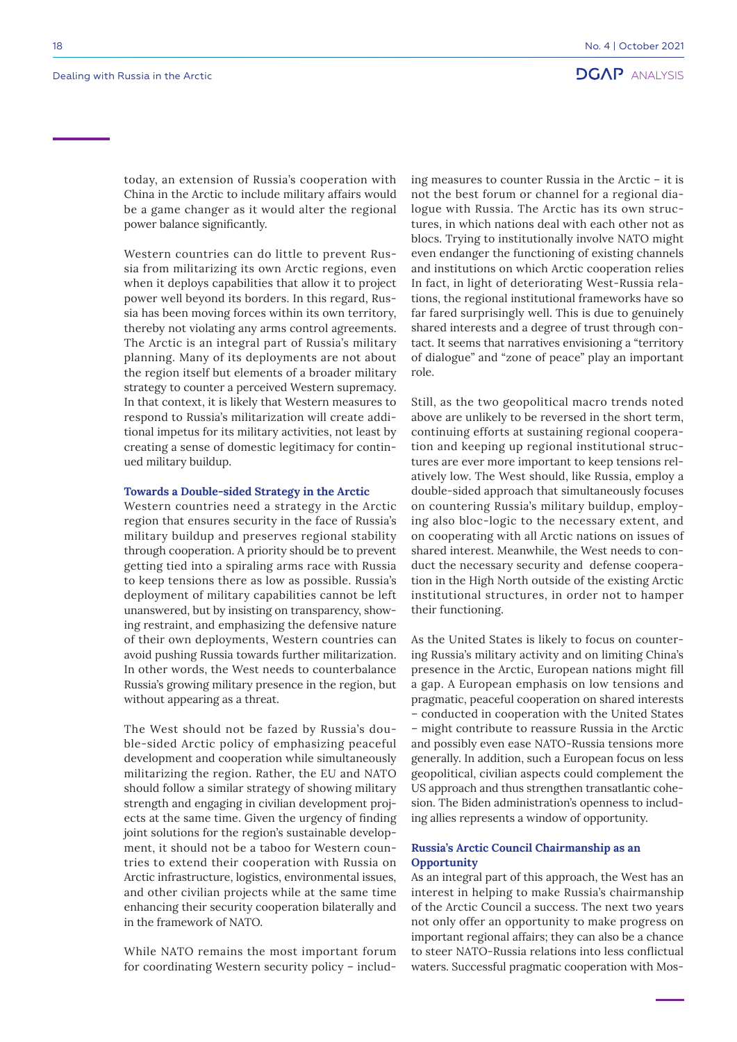today, an extension of Russia's cooperation with China in the Arctic to include military affairs would be a game changer as it would alter the regional power balance significantly.

Western countries can do little to prevent Russia from militarizing its own Arctic regions, even when it deploys capabilities that allow it to project power well beyond its borders. In this regard, Russia has been moving forces within its own territory, thereby not violating any arms control agreements. The Arctic is an integral part of Russia's military planning. Many of its deployments are not about the region itself but elements of a broader military strategy to counter a perceived Western supremacy. In that context, it is likely that Western measures to respond to Russia's militarization will create additional impetus for its military activities, not least by creating a sense of domestic legitimacy for continued military buildup.

### Towards a Double-sided Strategy in the Arctic

Western countries need a strategy in the Arctic region that ensures security in the face of Russia's military buildup and preserves regional stability through cooperation. A priority should be to prevent getting tied into a spiraling arms race with Russia to keep tensions there as low as possible. Russia's deployment of military capabilities cannot be left unanswered, but by insisting on transparency, showing restraint, and emphasizing the defensive nature of their own deployments, Western countries can avoid pushing Russia towards further militarization. In other words, the West needs to counterbalance Russia's growing military presence in the region, but without appearing as a threat.

The West should not be fazed by Russia's double-sided Arctic policy of emphasizing peaceful development and cooperation while simultaneously militarizing the region. Rather, the EU and NATO should follow a similar strategy of showing military strength and engaging in civilian development projects at the same time. Given the urgency of finding joint solutions for the region's sustainable development, it should not be a taboo for Western countries to extend their cooperation with Russia on Arctic infrastructure, logistics, environmental issues, and other civilian projects while at the same time enhancing their security cooperation bilaterally and in the framework of NATO.

While NATO remains the most important forum for coordinating Western security policy – including measures to counter Russia in the Arctic – it is not the best forum or channel for a regional dialogue with Russia. The Arctic has its own structures, in which nations deal with each other not as blocs. Trying to institutionally involve NATO might even endanger the functioning of existing channels and institutions on which Arctic cooperation relies In fact, in light of deteriorating West-Russia relations, the regional institutional frameworks have so far fared surprisingly well. This is due to genuinely shared interests and a degree of trust through contact. It seems that narratives envisioning a "territory of dialogue" and "zone of peace" play an important role.

Still, as the two geopolitical macro trends noted above are unlikely to be reversed in the short term, continuing efforts at sustaining regional cooperation and keeping up regional institutional structures are ever more important to keep tensions relatively low. The West should, like Russia, employ a double-sided approach that simultaneously focuses on countering Russia's military buildup, employing also bloc-logic to the necessary extent, and on cooperating with all Arctic nations on issues of shared interest. Meanwhile, the West needs to conduct the necessary security and defense cooperation in the High North outside of the existing Arctic institutional structures, in order not to hamper their functioning.

As the United States is likely to focus on countering Russia's military activity and on limiting China's presence in the Arctic, European nations might fill a gap. A European emphasis on low tensions and pragmatic, peaceful cooperation on shared interests – conducted in cooperation with the United States – might contribute to reassure Russia in the Arctic and possibly even ease NATO-Russia tensions more generally. In addition, such a European focus on less geopolitical, civilian aspects could complement the US approach and thus strengthen transatlantic cohesion. The Biden administration's openness to including allies represents a window of opportunity.

### Russia's Arctic Council Chairmanship as an Opportunity

As an integral part of this approach, the West has an interest in helping to make Russia's chairmanship of the Arctic Council a success. The next two years not only offer an opportunity to make progress on important regional affairs; they can also be a chance to steer NATO-Russia relations into less conflictual waters. Successful pragmatic cooperation with Mos-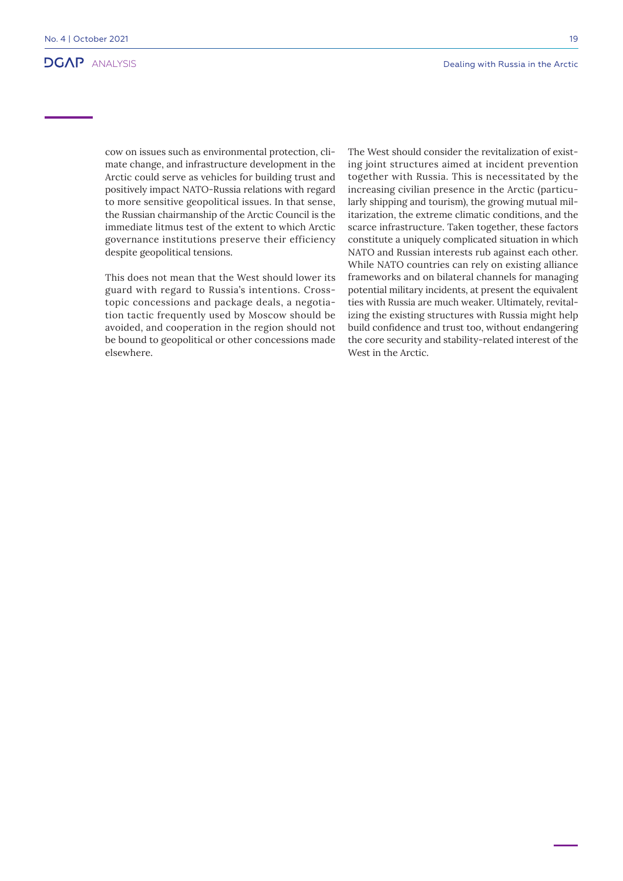cow on issues such as environmental protection, climate change, and infrastructure development in the Arctic could serve as vehicles for building trust and positively impact NATO-Russia relations with regard to more sensitive geopolitical issues. In that sense, the Russian chairmanship of the Arctic Council is the immediate litmus test of the extent to which Arctic governance institutions preserve their efficiency despite geopolitical tensions.

This does not mean that the West should lower its guard with regard to Russia's intentions. Cross-topic concessions and package deals, a negotiation tactic frequently used by Moscow should be avoided, and cooperation in the region should not be bound to geopolitical or other concessions made elsewhere.

The West should consider the revitalization of existing joint structures aimed at incident prevention together with Russia. This is necessitated by the increasing civilian presence in the Arctic (particularly shipping and tourism), the growing mutual militarization, the extreme climatic conditions, and the scarce infrastructure. Taken together, these factors constitute a uniquely complicated situation in which NATO and Russian interests rub against each other. While NATO countries can rely on existing alliance frameworks and on bilateral channels for managing potential military incidents, at present the equivalent ties with Russia are much weaker. Ultimately, revitalizing the existing structures with Russia might help build confidence and trust too, without endangering the core security and stability-related interest of the West in the Arctic.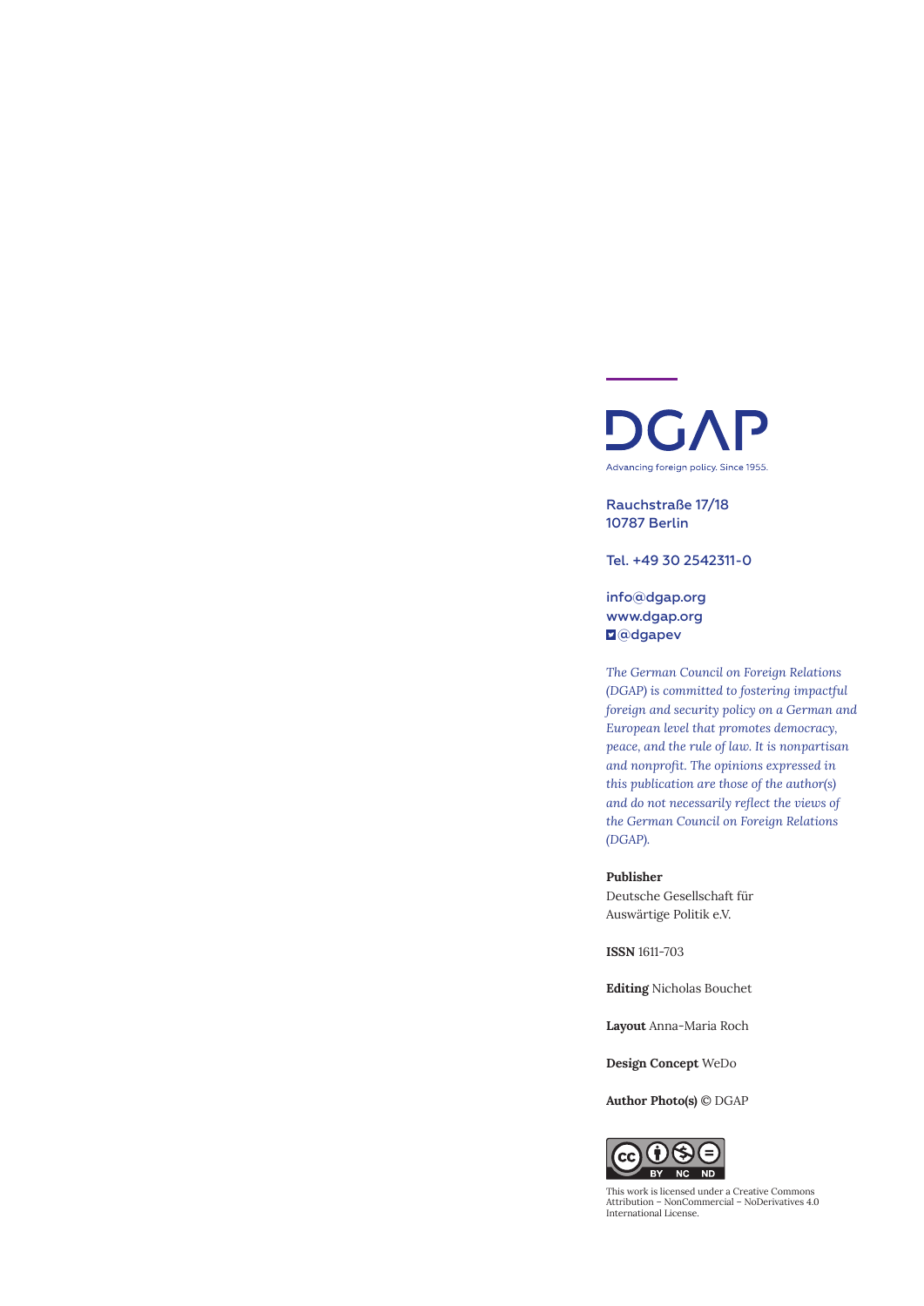DGAP

Advancing foreign policy. Since 1955.

Rauchstraße 17/18
10787 Berlin

Tel. +49 30 2542311-0

info@dgap.org
www.dgap.org
@dgapev

*The German Council on Foreign Relations (DGAP) is committed to fostering impactful foreign and security policy on a German and European level that promotes democracy, peace, and the rule of law. It is nonpartisan and nonprofit. The opinions expressed in this publication are those of the author(s) and do not necessarily reflect the views of the German Council on Foreign Relations (DGAP).*

**Publisher**
Deutsche Gesellschaft für Auswärtige Politik e.V.

**ISSN** 1611-703

**Editing** Nicholas Bouchet

**Layout** Anna-Maria Roch

**Design Concept** WeDo

**Author Photo(s)** © DGAP

This work is licensed under a Creative Commons Attribution – NonCommercial – NoDerivatives 4.0 International License.